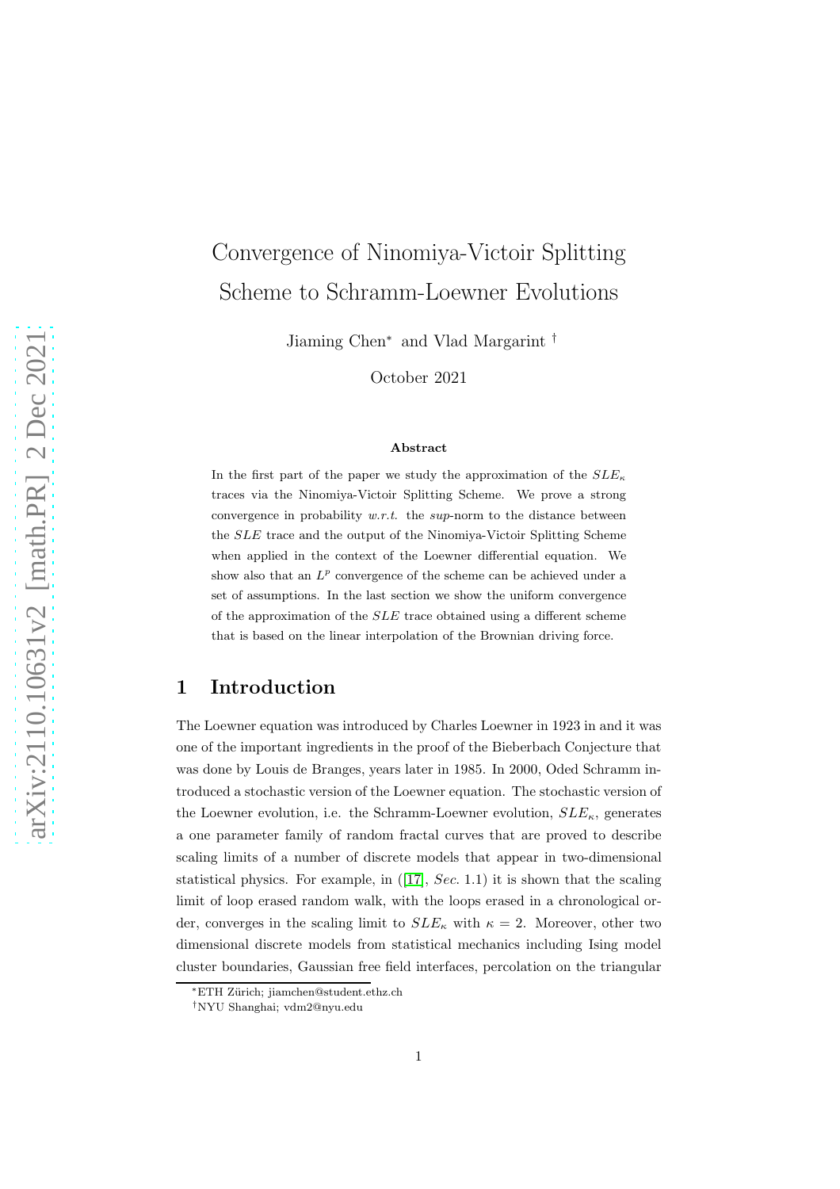# Convergence of Ninomiya-Victoir Splitting Scheme to Schramm-Loewner Evolutions

Jiaming Chen[*] and Vlad Margarint[†]

October 2021

### Abstract

In the first part of the paper we study the approximation of the $SLE_\kappa$ traces via the Ninomiya-Victoir Splitting Scheme. We prove a strong convergence in probability *w.r.t.* the *sup*-norm to the distance between the $SLE$ trace and the output of the Ninomiya-Victoir Splitting Scheme when applied in the context of the Loewner differential equation. We show also that an $L^p$ convergence of the scheme can be achieved under a set of assumptions. In the last section we show the uniform convergence of the approximation of the $SLE$ trace obtained using a different scheme that is based on the linear interpolation of the Brownian driving force.

## 1 Introduction

The Loewner equation was introduced by Charles Loewner in 1923 in and it was one of the important ingredients in the proof of the Bieberbach Conjecture that was done by Louis de Branges, years later in 1985. In 2000, Oded Schramm introduced a stochastic version of the Loewner equation. The stochastic version of the Loewner evolution, i.e. the Schramm-Loewner evolution, $SLE_\kappa$, generates a one parameter family of random fractal curves that are proved to describe scaling limits of a number of discrete models that appear in two-dimensional statistical physics. For example, in ([17], *Sec.* 1.1) it is shown that the scaling limit of loop erased random walk, with the loops erased in a chronological order, converges in the scaling limit to $SLE_\kappa$ with $\kappa = 2$. Moreover, other two dimensional discrete models from statistical mechanics including Ising model cluster boundaries, Gaussian free field interfaces, percolation on the triangular

[*] ETH Zürich; jiamchen@student.ethz.ch

[†] NYU Shanghai; vdm2@nyu.edu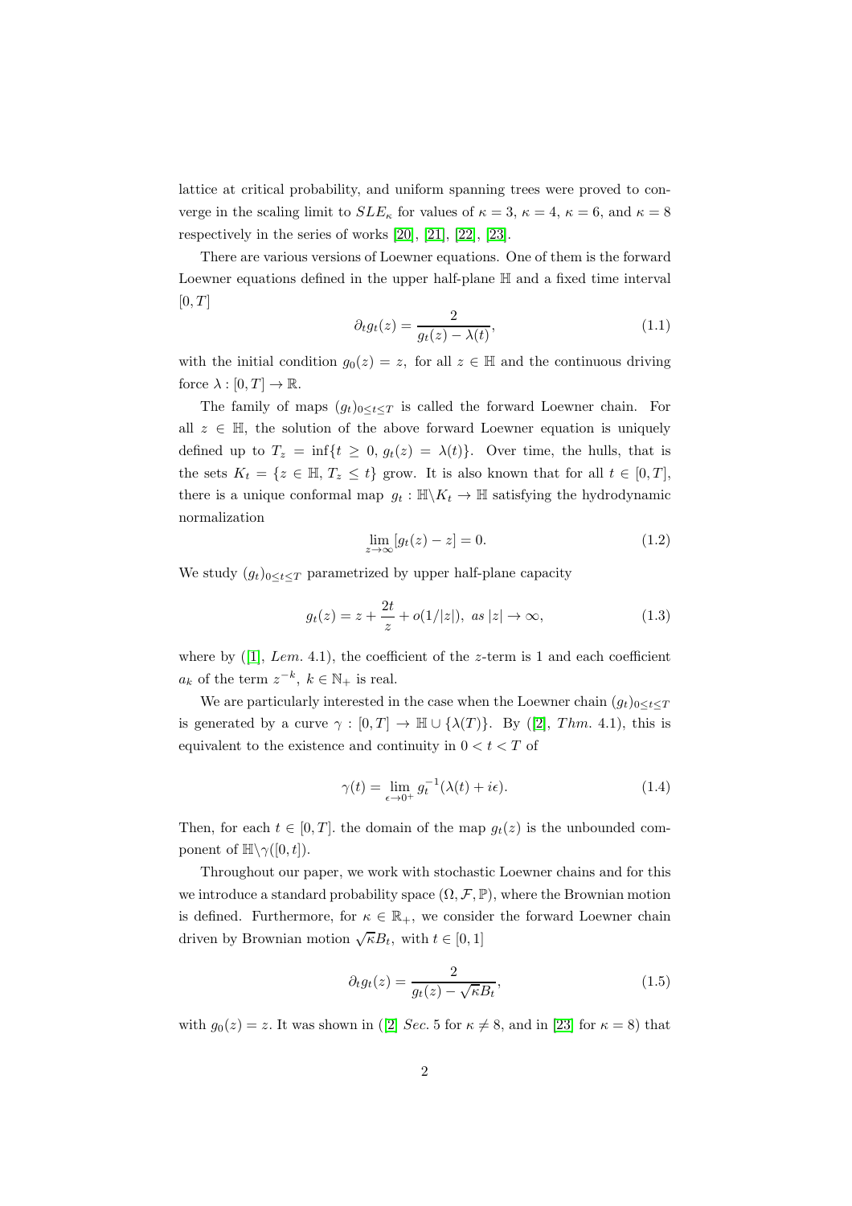lattice at critical probability, and uniform spanning trees were proved to converge in the scaling limit to $SLE_\kappa$ for values of $\kappa = 3$, $\kappa = 4$, $\kappa = 6$, and $\kappa = 8$ respectively in the series of works [20], [21], [22], [23].

There are various versions of Loewner equations. One of them is the forward Loewner equations defined in the upper half-plane $\mathbb{H}$ and a fixed time interval $[0, T]$

$$\partial_t g_t(z) = \frac{2}{g_t(z) - \lambda(t)}, \tag{1.1}$$

with the initial condition $g_0(z) = z$, for all $z \in \mathbb{H}$ and the continuous driving force $\lambda : [0, T] \to \mathbb{R}$.

The family of maps $(g_t)_{0 \leq t \leq T}$ is called the forward Loewner chain. For all $z \in \mathbb{H}$, the solution of the above forward Loewner equation is uniquely defined up to $T_z = \inf\{t \geq 0, \, g_t(z) = \lambda(t)\}$. Over time, the hulls, that is the sets $K_t = \{z \in \mathbb{H}, \, T_z \leq t\}$ grow. It is also known that for all $t \in [0, T]$, there is a unique conformal map $g_t : \mathbb{H} \backslash K_t \to \mathbb{H}$ satisfying the hydrodynamic normalization

$$\lim_{z \to \infty} [g_t(z) - z] = 0. \tag{1.2}$$

We study $(g_t)_{0 \leq t \leq T}$ parametrized by upper half-plane capacity

$$g_t(z) = z + \frac{2t}{z} + o(1/|z|), \ \ as \ |z| \to \infty, \tag{1.3}$$

where by ([1], *Lem.* 4.1), the coefficient of the $z$-term is 1 and each coefficient $a_k$ of the term $z^{-k}$, $k \in \mathbb{N}_+$ is real.

We are particularly interested in the case when the Loewner chain $(g_t)_{0 \leq t \leq T}$ is generated by a curve $\gamma : [0, T] \to \mathbb{H} \cup \{\lambda(T)\}$. By ([2], *Thm.* 4.1), this is equivalent to the existence and continuity in $0 < t < T$ of

$$\gamma(t) = \lim_{\epsilon \to 0^+} g_t^{-1}(\lambda(t) + i\epsilon). \tag{1.4}$$

Then, for each $t \in [0, T]$. the domain of the map $g_t(z)$ is the unbounded component of $\mathbb{H} \backslash \gamma([0, t])$.

Throughout our paper, we work with stochastic Loewner chains and for this we introduce a standard probability space $(\Omega, \mathcal{F}, \mathbb{P})$, where the Brownian motion is defined. Furthermore, for $\kappa \in \mathbb{R}_+$, we consider the forward Loewner chain driven by Brownian motion $\sqrt{\kappa} B_t$, with $t \in [0, 1]$

$$\partial_t g_t(z) = \frac{2}{g_t(z) - \sqrt{\kappa} B_t}, \tag{1.5}$$

with $g_0(z) = z$. It was shown in ([2] *Sec.* 5 for $\kappa \neq 8$, and in [23] for $\kappa = 8$) that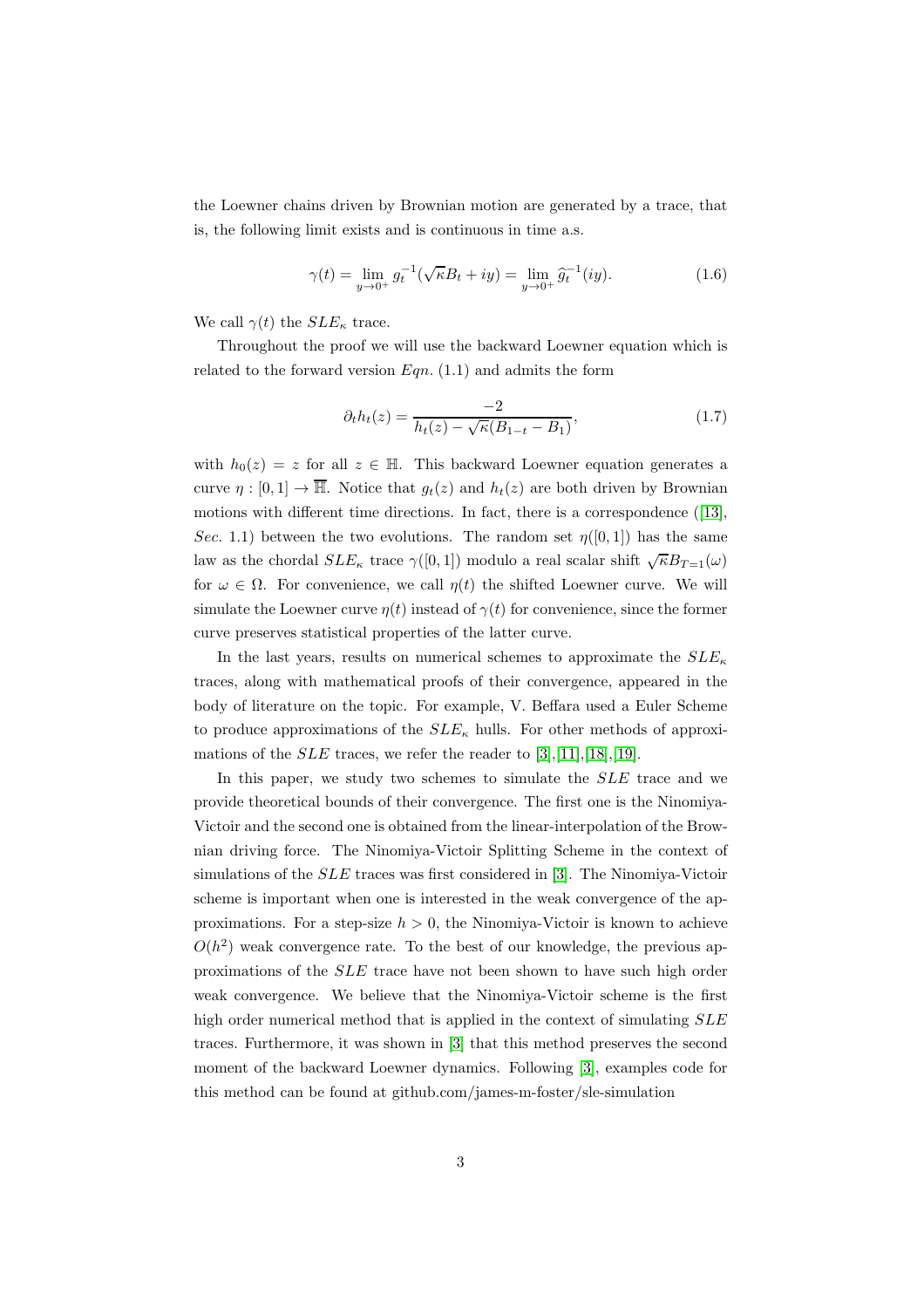the Loewner chains driven by Brownian motion are generated by a trace, that is, the following limit exists and is continuous in time a.s.

$$\gamma(t) = \lim_{y \to 0^+} g_t^{-1}(\sqrt{\kappa} B_t + iy) = \lim_{y \to 0^+} \widehat{g}_t^{-1}(iy). \tag{1.6}$$

We call $\gamma(t)$ the $SLE_\kappa$ trace.

Throughout the proof we will use the backward Loewner equation which is related to the forward version $Eqn.$ (1.1) and admits the form

$$\partial_t h_t(z) = \frac{-2}{h_t(z) - \sqrt{\kappa}(B_{1-t} - B_1)}, \tag{1.7}$$

with $h_0(z) = z$ for all $z \in \mathbb{H}$. This backward Loewner equation generates a curve $\eta : [0,1] \to \overline{\mathbb{H}}$. Notice that $g_t(z)$ and $h_t(z)$ are both driven by Brownian motions with different time directions. In fact, there is a correspondence ([13], *Sec.* 1.1) between the two evolutions. The random set $\eta([0,1])$ has the same law as the chordal $SLE_\kappa$ trace $\gamma([0,1])$ modulo a real scalar shift $\sqrt{\kappa} B_{T=1}(\omega)$ for $\omega \in \Omega$. For convenience, we call $\eta(t)$ the shifted Loewner curve. We will simulate the Loewner curve $\eta(t)$ instead of $\gamma(t)$ for convenience, since the former curve preserves statistical properties of the latter curve.

In the last years, results on numerical schemes to approximate the $SLE_\kappa$ traces, along with mathematical proofs of their convergence, appeared in the body of literature on the topic. For example, V. Beffara used a Euler Scheme to produce approximations of the $SLE_\kappa$ hulls. For other methods of approximations of the $SLE$ traces, we refer the reader to [3],[11],[18],[19].

In this paper, we study two schemes to simulate the $SLE$ trace and we provide theoretical bounds of their convergence. The first one is the Ninomiya-Victoir and the second one is obtained from the linear-interpolation of the Brownian driving force. The Ninomiya-Victoir Splitting Scheme in the context of simulations of the $SLE$ traces was first considered in [3]. The Ninomiya-Victoir scheme is important when one is interested in the weak convergence of the approximations. For a step-size $h > 0$, the Ninomiya-Victoir is known to achieve $O(h^2)$ weak convergence rate. To the best of our knowledge, the previous approximations of the $SLE$ trace have not been shown to have such high order weak convergence. We believe that the Ninomiya-Victoir scheme is the first high order numerical method that is applied in the context of simulating $SLE$ traces. Furthermore, it was shown in [3] that this method preserves the second moment of the backward Loewner dynamics. Following [3], examples code for this method can be found at github.com/james-m-foster/sle-simulation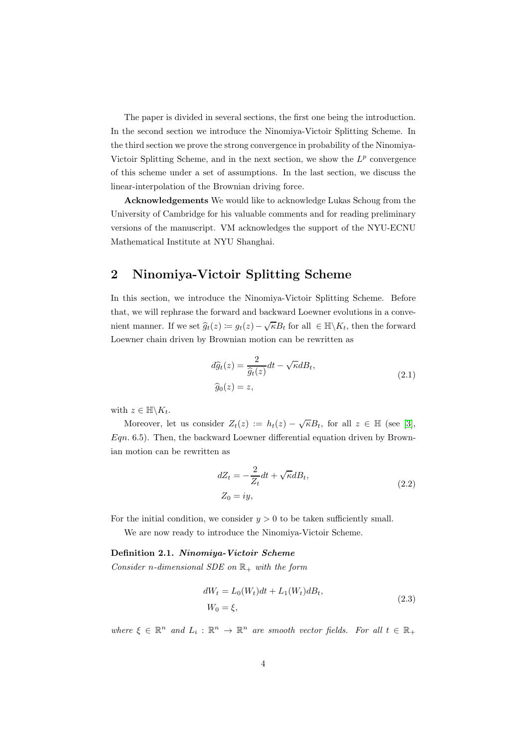The paper is divided in several sections, the first one being the introduction. In the second section we introduce the Ninomiya-Victoir Splitting Scheme. In the third section we prove the strong convergence in probability of the Ninomiya-Victoir Splitting Scheme, and in the next section, we show the $L^p$ convergence of this scheme under a set of assumptions. In the last section, we discuss the linear-interpolation of the Brownian driving force.

**Acknowledgements** We would like to acknowledge Lukas Schoug from the University of Cambridge for his valuable comments and for reading preliminary versions of the manuscript. VM acknowledges the support of the NYU-ECNU Mathematical Institute at NYU Shanghai.

## 2 Ninomiya-Victoir Splitting Scheme

In this section, we introduce the Ninomiya-Victoir Splitting Scheme. Before that, we will rephrase the forward and backward Loewner evolutions in a convenient manner. If we set $\widehat{g}_t(z) \coloneqq g_t(z) - \sqrt{\kappa}B_t$ for all $\in \mathbb{H}\backslash K_t$, then the forward Loewner chain driven by Brownian motion can be rewritten as

$$
\begin{aligned}
d\widehat{g}_t(z) &= \frac{2}{\widehat{g}_t(z)}dt - \sqrt{\kappa}dB_t, \\
\widehat{g}_0(z) &= z,
\end{aligned}
\tag{2.1}
$$

with $z \in \mathbb{H}\backslash K_t$.

Moreover, let us consider $Z_t(z) := h_t(z) - \sqrt{\kappa}B_t$, for all $z \in \mathbb{H}$ (see [3], *Eqn.* 6.5). Then, the backward Loewner differential equation driven by Brownian motion can be rewritten as

$$
\begin{aligned}
dZ_t &= -\frac{2}{Z_t}dt + \sqrt{\kappa}dB_t, \\
Z_0 &= iy,
\end{aligned}
\tag{2.2}
$$

For the initial condition, we consider $y > 0$ to be taken sufficiently small.

We are now ready to introduce the Ninomiya-Victoir Scheme.

**Definition 2.1.** ***Ninomiya-Victoir Scheme***
*Consider n-dimensional SDE on $\mathbb{R}_+$ with the form*

$$
\begin{aligned}
dW_t &= L_0(W_t)dt + L_1(W_t)dB_t, \\
W_0 &= \xi,
\end{aligned}
\tag{2.3}
$$

*where $\xi \in \mathbb{R}^n$ and $L_i : \mathbb{R}^n \to \mathbb{R}^n$ are smooth vector fields. For all $t \in \mathbb{R}_+$*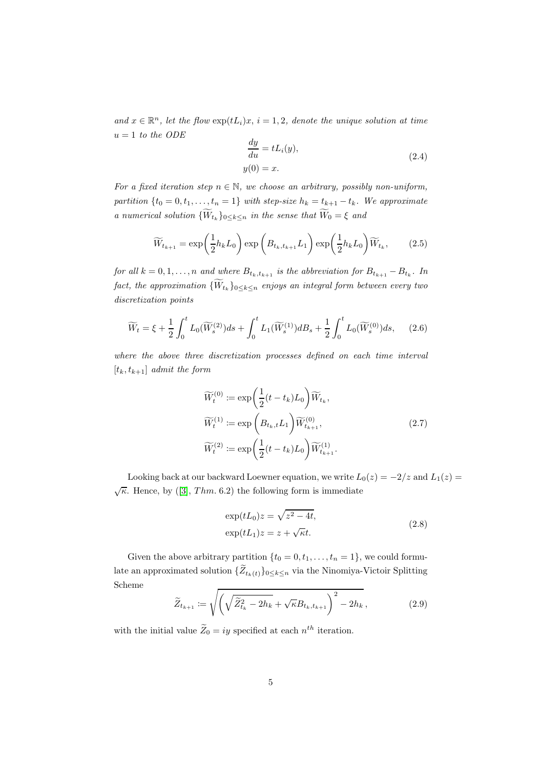*and $x \in \mathbb{R}^n$, let the flow $\exp(tL_i)x$, $i = 1, 2$, denote the unique solution at time $u = 1$ to the ODE*

$$
\begin{aligned}
\frac{dy}{du} &= tL_i(y), \\
y(0) &= x.
\end{aligned}
\tag{2.4}
$$

*For a fixed iteration step $n \in \mathbb{N}$, we choose an arbitrary, possibly non-uniform, partition $\{t_0 = 0, t_1, \ldots, t_n = 1\}$ with step-size $h_k = t_{k+1} - t_k$. We approximate a numerical solution $\{\widetilde{W}_{t_k}\}_{0 \leq k \leq n}$ in the sense that $\widetilde{W}_0 = \xi$ and*

$$
\widetilde{W}_{t_{k+1}} = \exp\left(\frac{1}{2}h_k L_0\right) \exp\left(B_{t_k, t_{k+1}} L_1\right) \exp\left(\frac{1}{2}h_k L_0\right) \widetilde{W}_{t_k}, \tag{2.5}
$$

*for all $k = 0, 1, \ldots, n$ and where $B_{t_k, t_{k+1}}$ is the abbreviation for $B_{t_{k+1}} - B_{t_k}$. In fact, the approximation $\{\widetilde{W}_{t_k}\}_{0 \leq k \leq n}$ enjoys an integral form between every two discretization points*

$$
\widetilde{W}_t = \xi + \frac{1}{2}\int_0^t L_0(\widetilde{W}_s^{(2)})ds + \int_0^t L_1(\widetilde{W}_s^{(1)})dB_s + \frac{1}{2}\int_0^t L_0(\widetilde{W}_s^{(0)})ds, \tag{2.6}
$$

*where the above three discretization processes defined on each time interval $[t_k, t_{k+1}]$ admit the form*

$$
\begin{aligned}
\widetilde{W}_t^{(0)} &:= \exp\left(\frac{1}{2}(t - t_k)L_0\right)\widetilde{W}_{t_k}, \\
\widetilde{W}_t^{(1)} &:= \exp\left(B_{t_k, t} L_1\right)\widetilde{W}_{t_{k+1}}^{(0)}, \\
\widetilde{W}_t^{(2)} &:= \exp\left(\frac{1}{2}(t - t_k)L_0\right)\widetilde{W}_{t_{k+1}}^{(1)}.
\end{aligned}
\tag{2.7}
$$

Looking back at our backward Loewner equation, we write $L_0(z) = -2/z$ and $L_1(z) = \sqrt{\kappa}$. Hence, by ([3], *Thm.* 6.2) the following form is immediate

$$
\begin{aligned}
\exp(tL_0)z &= \sqrt{z^2 - 4t}, \\
\exp(tL_1)z &= z + \sqrt{\kappa}t.
\end{aligned}
\tag{2.8}
$$

Given the above arbitrary partition $\{t_0 = 0, t_1, \ldots, t_n = 1\}$, we could formulate an approximated solution $\{\widetilde{Z}_{t_k(t)}\}_{0 \leq k \leq n}$ via the Ninomiya-Victoir Splitting Scheme

$$
\widetilde{Z}_{t_{k+1}} := \sqrt{\left(\sqrt{\widetilde{Z}_{t_k}^2 - 2h_k} + \sqrt{\kappa}B_{t_k, t_{k+1}}\right)^2 - 2h_k}\,, \tag{2.9}
$$

with the initial value $\widetilde{Z}_0 = iy$ specified at each $n^{th}$ iteration.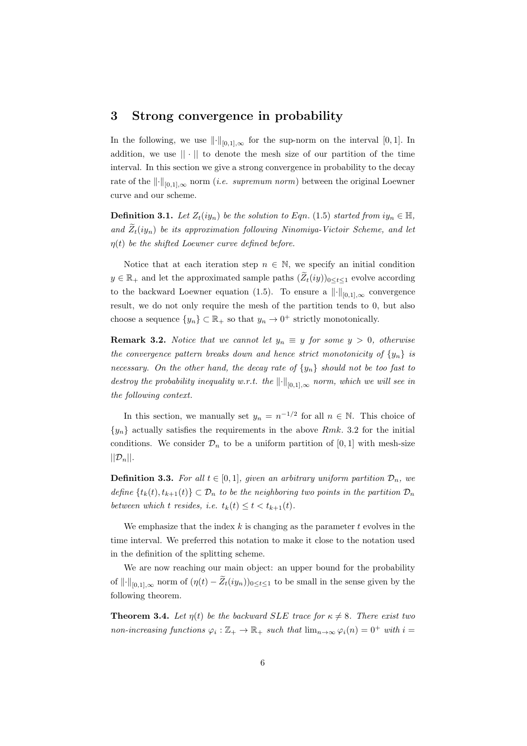## 3 Strong convergence in probability

In the following, we use $\|\cdot\|_{[0,1],\infty}$ for the sup-norm on the interval $[0,1]$. In addition, we use $||\cdot||$ to denote the mesh size of our partition of the time interval. In this section we give a strong convergence in probability to the decay rate of the $\|\cdot\|_{[0,1],\infty}$ norm (*i.e. supremum norm*) between the original Loewner curve and our scheme.

**Definition 3.1.** *Let $Z_t(iy_n)$ be the solution to Eqn.* (1.5) *started from $iy_n \in \mathbb{H}$, and $\widetilde{Z}_t(iy_n)$ be its approximation following Ninomiya-Victoir Scheme, and let $\eta(t)$ be the shifted Loewner curve defined before.*

Notice that at each iteration step $n \in \mathbb{N}$, we specify an initial condition $y \in \mathbb{R}_+$ and let the approximated sample paths $(\widetilde{Z}_t(iy))_{0\leq t\leq 1}$ evolve according to the backward Loewner equation (1.5). To ensure a $\|\cdot\|_{[0,1],\infty}$ convergence result, we do not only require the mesh of the partition tends to 0, but also choose a sequence $\{y_n\} \subset \mathbb{R}_+$ so that $y_n \to 0^+$ strictly monotonically.

**Remark 3.2.** *Notice that we cannot let $y_n \equiv y$ for some $y > 0$, otherwise the convergence pattern breaks down and hence strict monotonicity of $\{y_n\}$ is necessary. On the other hand, the decay rate of $\{y_n\}$ should not be too fast to destroy the probability inequality w.r.t. the $\|\cdot\|_{[0,1],\infty}$ norm, which we will see in the following context.*

In this section, we manually set $y_n = n^{-1/2}$ for all $n \in \mathbb{N}$. This choice of $\{y_n\}$ actually satisfies the requirements in the above *Rmk*. 3.2 for the initial conditions. We consider $\mathcal{D}_n$ to be a uniform partition of $[0,1]$ with mesh-size $||\mathcal{D}_n||$.

**Definition 3.3.** *For all $t \in [0,1]$, given an arbitrary uniform partition $\mathcal{D}_n$, we define $\{t_k(t), t_{k+1}(t)\} \subset \mathcal{D}_n$ to be the neighboring two points in the partition $\mathcal{D}_n$ between which $t$ resides, i.e. $t_k(t) \leq t < t_{k+1}(t)$.*

We emphasize that the index $k$ is changing as the parameter $t$ evolves in the time interval. We preferred this notation to make it close to the notation used in the definition of the splitting scheme.

We are now reaching our main object: an upper bound for the probability of $\|\cdot\|_{[0,1],\infty}$ norm of $(\eta(t) - \widetilde{Z}_t(iy_n))_{0\leq t\leq 1}$ to be small in the sense given by the following theorem.

**Theorem 3.4.** *Let $\eta(t)$ be the backward SLE trace for $\kappa \neq 8$. There exist two non-increasing functions $\varphi_i : \mathbb{Z}_+ \to \mathbb{R}_+$ such that $\lim_{n\to\infty} \varphi_i(n) = 0^+$ with $i =$*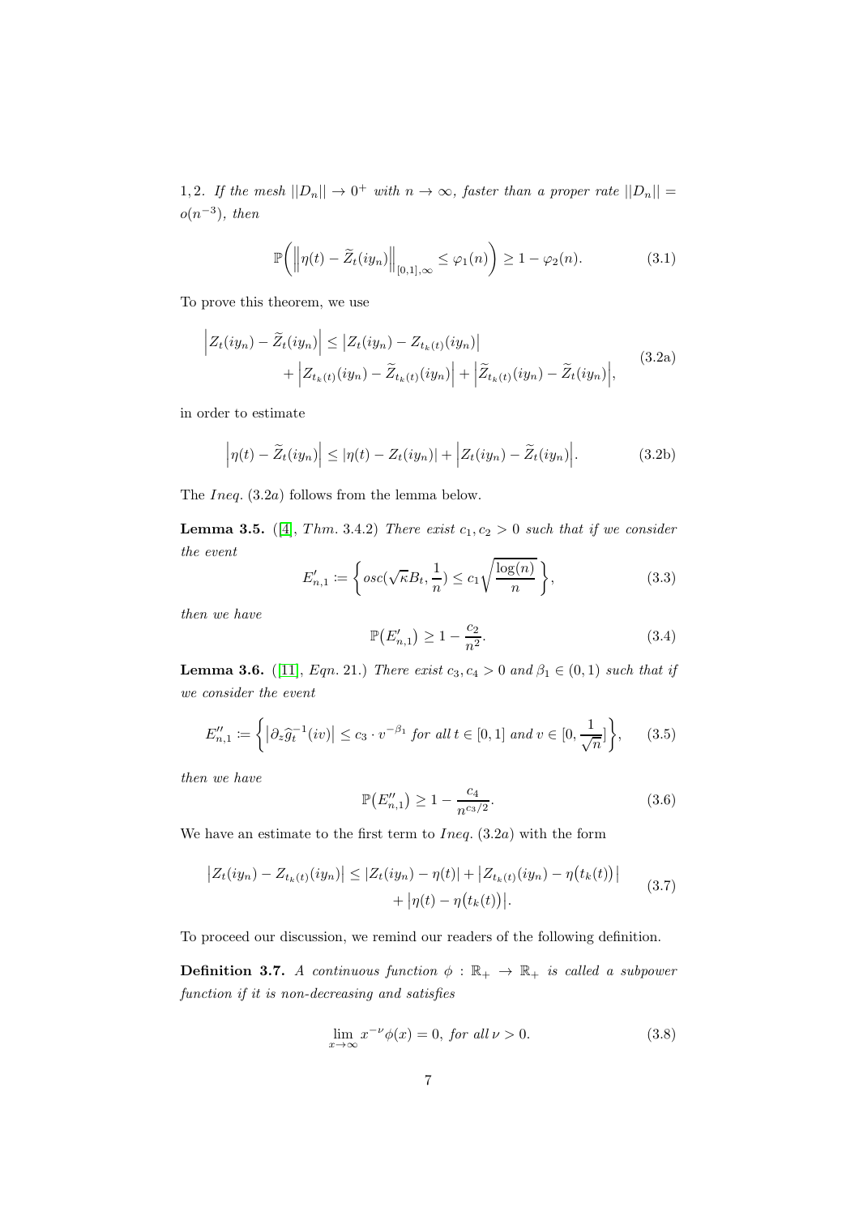1, 2. *If the mesh* $||D_n|| \to 0^+$ *with* $n \to \infty$*, faster than a proper rate* $||D_n|| = o(n^{-3})$*, then*

$$\mathbb{P}\Big( \Big\| \eta(t) - \widetilde{Z}_t(iy_n) \Big\|_{[0,1],\infty} \leq \varphi_1(n) \Big) \geq 1 - \varphi_2(n). \tag{3.1}$$

To prove this theorem, we use

$$\begin{aligned} \Big| Z_t(iy_n) - \widetilde{Z}_t(iy_n) \Big| \leq & \big| Z_t(iy_n) - Z_{t_k(t)}(iy_n) \big| \\ & + \Big| Z_{t_k(t)}(iy_n) - \widetilde{Z}_{t_k(t)}(iy_n) \Big| + \Big| \widetilde{Z}_{t_k(t)}(iy_n) - \widetilde{Z}_t(iy_n) \Big|, \end{aligned} \tag{3.2a}$$

in order to estimate

$$\Big| \eta(t) - \widetilde{Z}_t(iy_n) \Big| \leq |\eta(t) - Z_t(iy_n)| + \Big| Z_t(iy_n) - \widetilde{Z}_t(iy_n) \Big|. \tag{3.2b}$$

The *Ineq.* (3.2*a*) follows from the lemma below.

**Lemma 3.5.** ([4], *Thm.* 3.4.2) *There exist* $c_1, c_2 > 0$ *such that if we consider the event*

$$E'_{n,1} := \bigg\{ osc(\sqrt{\kappa} B_t, \frac{1}{n}) \leq c_1 \sqrt{\frac{\log(n)}{n}} \bigg\}, \tag{3.3}$$

*then we have*

$$\mathbb{P}\big(E'_{n,1}\big) \geq 1 - \frac{c_2}{n^2}. \tag{3.4}$$

**Lemma 3.6.** ([11], *Eqn.* 21.) *There exist* $c_3, c_4 > 0$ *and* $\beta_1 \in (0, 1)$ *such that if we consider the event*

$$E''_{n,1} := \bigg\{ \big| \partial_z \widehat{g}_t^{-1}(iv) \big| \leq c_3 \cdot v^{-\beta_1} \text{ for all } t \in [0,1] \text{ and } v \in [0, \frac{1}{\sqrt{n}}] \bigg\}, \tag{3.5}$$

*then we have*

$$\mathbb{P}\big(E''_{n,1}\big) \geq 1 - \frac{c_4}{n^{c_3/2}}. \tag{3.6}$$

We have an estimate to the first term to *Ineq.* (3.2*a*) with the form

$$\begin{aligned} \big| Z_t(iy_n) - Z_{t_k(t)}(iy_n) \big| \leq & |Z_t(iy_n) - \eta(t)| + \big| Z_{t_k(t)}(iy_n) - \eta\big(t_k(t)\big) \big| \\ & + \big| \eta(t) - \eta\big(t_k(t)\big) \big|. \end{aligned} \tag{3.7}$$

To proceed our discussion, we remind our readers of the following definition.

**Definition 3.7.** *A continuous function* $\phi : \mathbb{R}_+ \to \mathbb{R}_+$ *is called a subpower function if it is non-decreasing and satisfies*

$$\lim_{x \to \infty} x^{-\nu} \phi(x) = 0, \text{ for all } \nu > 0. \tag{3.8}$$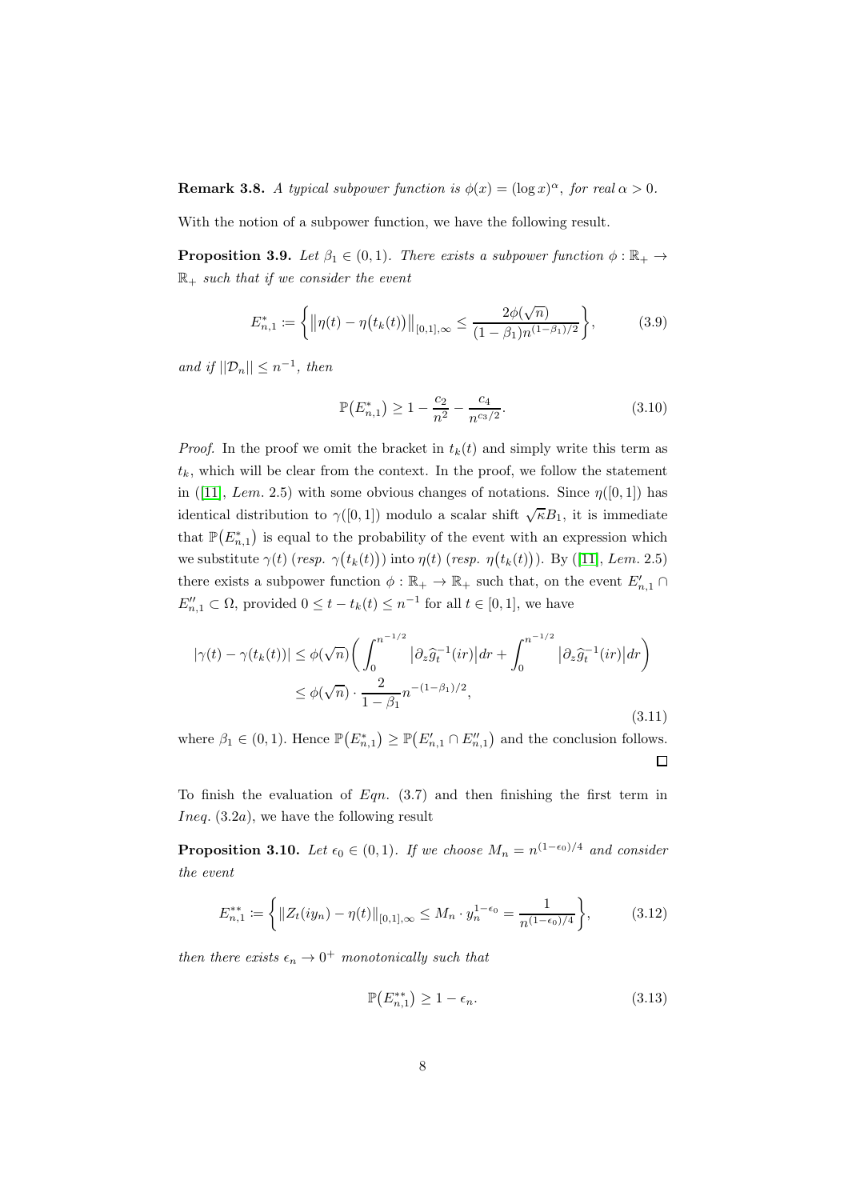**Remark 3.8.** *A typical subpower function is $\phi(x) = (\log x)^\alpha$, for real $\alpha > 0$.*

With the notion of a subpower function, we have the following result.

**Proposition 3.9.** *Let $\beta_1 \in (0,1)$. There exists a subpower function $\phi : \mathbb{R}_+ \to \mathbb{R}_+$ such that if we consider the event*

$$E^*_{n,1} := \left\{ \big\|\eta(t) - \eta\big(t_k(t)\big)\big\|_{[0,1],\infty} \le \frac{2\phi(\sqrt{n})}{(1-\beta_1)n^{(1-\beta_1)/2}} \right\}, \tag{3.9}$$

*and if $||\mathcal{D}_n|| \le n^{-1}$, then*

$$\mathbb{P}\big(E^*_{n,1}\big) \ge 1 - \frac{c_2}{n^2} - \frac{c_4}{n^{c_3/2}}. \tag{3.10}$$

*Proof.* In the proof we omit the bracket in $t_k(t)$ and simply write this term as $t_k$, which will be clear from the context. In the proof, we follow the statement in ([11], *Lem.* 2.5) with some obvious changes of notations. Since $\eta([0,1])$ has identical distribution to $\gamma([0,1])$ modulo a scalar shift $\sqrt{\kappa}B_1$, it is immediate that $\mathbb{P}\big(E^*_{n,1}\big)$ is equal to the probability of the event with an expression which we substitute $\gamma(t)$ (*resp.* $\gamma\big(t_k(t)\big)$) into $\eta(t)$ (*resp.* $\eta\big(t_k(t)\big)$). By ([11], *Lem.* 2.5) there exists a subpower function $\phi : \mathbb{R}_+ \to \mathbb{R}_+$ such that, on the event $E'_{n,1} \cap E''_{n,1} \subset \Omega$, provided $0 \le t - t_k(t) \le n^{-1}$ for all $t \in [0,1]$, we have

$$\begin{aligned} |\gamma(t) - \gamma(t_k(t))| &\le \phi(\sqrt{n})\bigg( \int_0^{n^{-1/2}} \big|\partial_z \widehat{g}_t^{-1}(ir)\big| dr + \int_0^{n^{-1/2}} \big|\partial_z \widehat{g}_t^{-1}(ir)\big| dr \bigg) \\ &\le \phi(\sqrt{n}) \cdot \frac{2}{1-\beta_1} n^{-(1-\beta_1)/2}, \end{aligned} \tag{3.11}$$

where $\beta_1 \in (0,1)$. Hence $\mathbb{P}\big(E^*_{n,1}\big) \ge \mathbb{P}\big(E'_{n,1} \cap E''_{n,1}\big)$ and the conclusion follows. $\square$

To finish the evaluation of *Eqn.* (3.7) and then finishing the first term in *Ineq.* (3.2*a*), we have the following result

**Proposition 3.10.** *Let $\epsilon_0 \in (0,1)$. If we choose $M_n = n^{(1-\epsilon_0)/4}$ and consider the event*

$$E^{**}_{n,1} := \left\{ \|Z_t(iy_n) - \eta(t)\|_{[0,1],\infty} \le M_n \cdot y_n^{1-\epsilon_0} = \frac{1}{n^{(1-\epsilon_0)/4}} \right\}, \tag{3.12}$$

*then there exists $\epsilon_n \to 0^+$ monotonically such that*

$$\mathbb{P}\big(E^{**}_{n,1}\big) \ge 1 - \epsilon_n. \tag{3.13}$$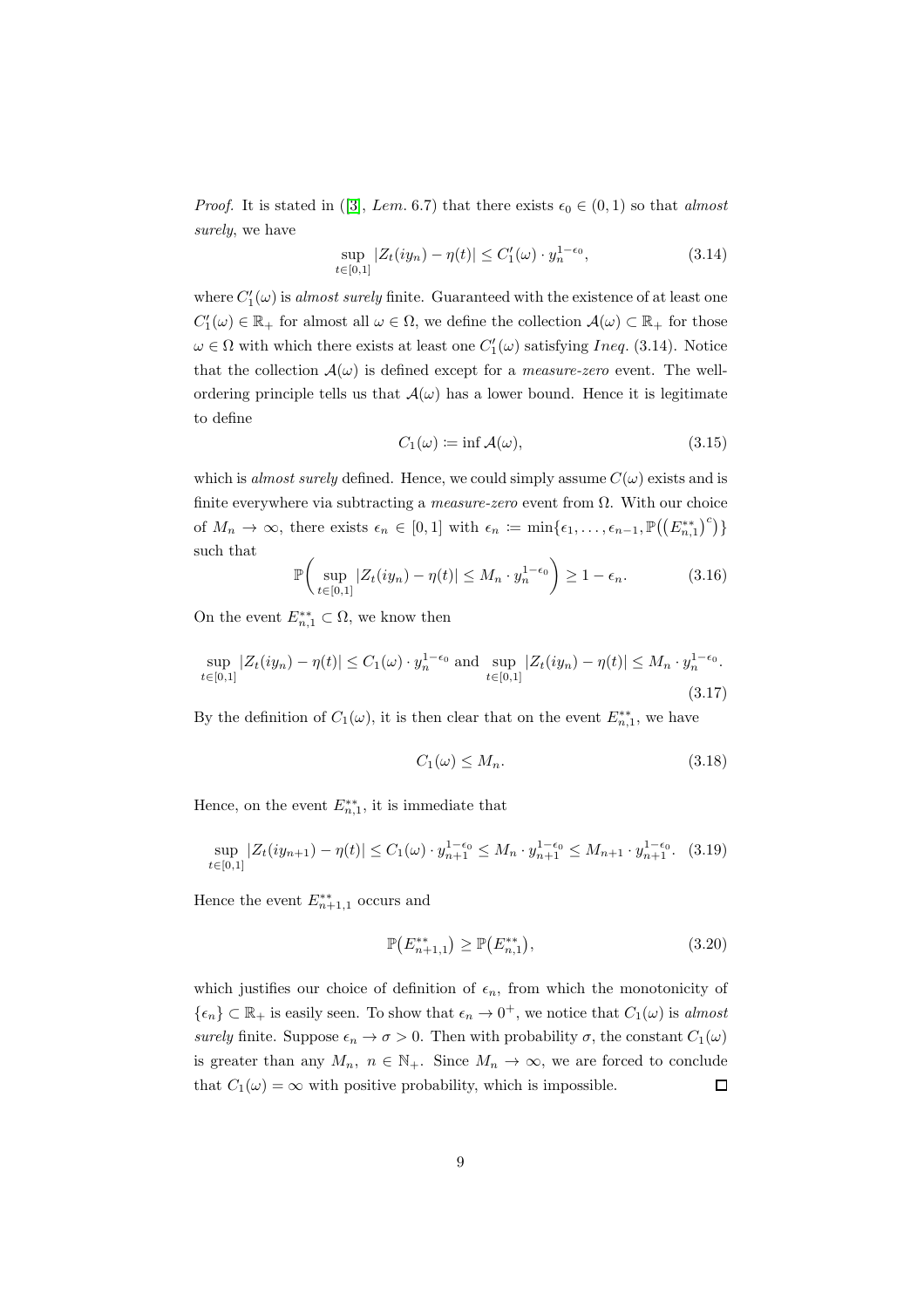*Proof.* It is stated in ([3], *Lem.* 6.7) that there exists $\epsilon_0 \in (0,1)$ so that *almost surely*, we have

$$\sup_{t\in[0,1]} |Z_t(iy_n) - \eta(t)| \leq C_1'(\omega) \cdot y_n^{1-\epsilon_0}, \tag{3.14}$$

where $C_1'(\omega)$ is *almost surely* finite. Guaranteed with the existence of at least one $C_1'(\omega) \in \mathbb{R}_+$ for almost all $\omega \in \Omega$, we define the collection $\mathcal{A}(\omega) \subset \mathbb{R}_+$ for those $\omega \in \Omega$ with which there exists at least one $C_1'(\omega)$ satisfying *Ineq.* (3.14). Notice that the collection $\mathcal{A}(\omega)$ is defined except for a *measure-zero* event. The well-ordering principle tells us that $\mathcal{A}(\omega)$ has a lower bound. Hence it is legitimate to define

$$C_1(\omega) \coloneqq \inf \mathcal{A}(\omega), \tag{3.15}$$

which is *almost surely* defined. Hence, we could simply assume $C(\omega)$ exists and is finite everywhere via subtracting a *measure-zero* event from $\Omega$. With our choice of $M_n \to \infty$, there exists $\epsilon_n \in [0,1]$ with $\epsilon_n \coloneqq \min\{\epsilon_1, \ldots, \epsilon_{n-1}, \mathbb{P}\big((E_{n,1}^{**})^c\big)\}$ such that

$$\mathbb{P}\bigg(\sup_{t\in[0,1]} |Z_t(iy_n) - \eta(t)| \leq M_n \cdot y_n^{1-\epsilon_0}\bigg) \geq 1 - \epsilon_n. \tag{3.16}$$

On the event $E_{n,1}^{**} \subset \Omega$, we know then

$$\sup_{t\in[0,1]} |Z_t(iy_n) - \eta(t)| \leq C_1(\omega) \cdot y_n^{1-\epsilon_0} \text{ and } \sup_{t\in[0,1]} |Z_t(iy_n) - \eta(t)| \leq M_n \cdot y_n^{1-\epsilon_0}. \tag{3.17}$$

By the definition of $C_1(\omega)$, it is then clear that on the event $E_{n,1}^{**}$, we have

$$C_1(\omega) \leq M_n. \tag{3.18}$$

Hence, on the event $E_{n,1}^{**}$, it is immediate that

$$\sup_{t\in[0,1]} |Z_t(iy_{n+1}) - \eta(t)| \leq C_1(\omega) \cdot y_{n+1}^{1-\epsilon_0} \leq M_n \cdot y_{n+1}^{1-\epsilon_0} \leq M_{n+1} \cdot y_{n+1}^{1-\epsilon_0}. \tag{3.19}$$

Hence the event $E_{n+1,1}^{**}$ occurs and

$$\mathbb{P}\big(E_{n+1,1}^{**}\big) \geq \mathbb{P}\big(E_{n,1}^{**}\big), \tag{3.20}$$

which justifies our choice of definition of $\epsilon_n$, from which the monotonicity of $\{\epsilon_n\} \subset \mathbb{R}_+$ is easily seen. To show that $\epsilon_n \to 0^+$, we notice that $C_1(\omega)$ is *almost surely* finite. Suppose $\epsilon_n \to \sigma > 0$. Then with probability $\sigma$, the constant $C_1(\omega)$ is greater than any $M_n$, $n \in \mathbb{N}_+$. Since $M_n \to \infty$, we are forced to conclude that $C_1(\omega) = \infty$ with positive probability, which is impossible. $\square$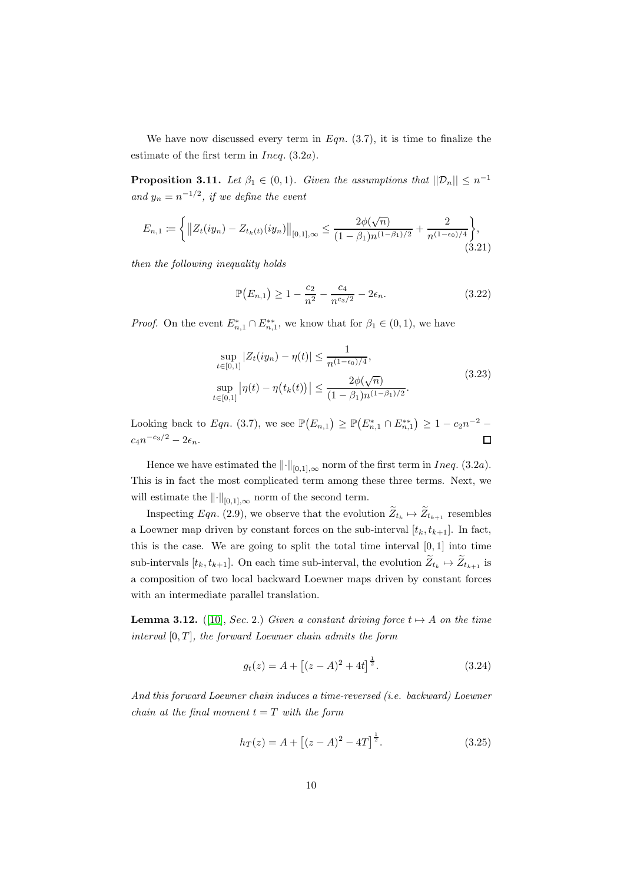We have now discussed every term in *Eqn.* (3.7), it is time to finalize the estimate of the first term in *Ineq.* (3.2*a*).

**Proposition 3.11.** *Let $\beta_1 \in (0,1)$. Given the assumptions that $||\mathcal{D}_n|| \le n^{-1}$ and $y_n = n^{-1/2}$, if we define the event*

$$E_{n,1} \coloneqq \left\{ \left\| Z_t(iy_n) - Z_{t_k(t)}(iy_n) \right\|_{[0,1],\infty} \le \frac{2\phi(\sqrt{n})}{(1-\beta_1)n^{(1-\beta_1)/2}} + \frac{2}{n^{(1-\epsilon_0)/4}} \right\}, \tag{3.21}$$

*then the following inequality holds*

$$\mathbb{P}\big(E_{n,1}\big) \ge 1 - \frac{c_2}{n^2} - \frac{c_4}{n^{c_3/2}} - 2\epsilon_n. \tag{3.22}$$

*Proof.* On the event $E^*_{n,1} \cap E^{**}_{n,1}$, we know that for $\beta_1 \in (0,1)$, we have

$$\begin{aligned} &\sup_{t\in[0,1]} |Z_t(iy_n) - \eta(t)| \le \frac{1}{n^{(1-\epsilon_0)/4}}, \\ &\sup_{t\in[0,1]} \big|\eta(t) - \eta\big(t_k(t)\big)\big| \le \frac{2\phi(\sqrt{n})}{(1-\beta_1)n^{(1-\beta_1)/2}}. \end{aligned} \tag{3.23}$$

Looking back to *Eqn.* (3.7), we see $\mathbb{P}\big(E_{n,1}\big) \ge \mathbb{P}\big(E^*_{n,1} \cap E^{**}_{n,1}\big) \ge 1 - c_2 n^{-2} - c_4 n^{-c_3/2} - 2\epsilon_n$. ☐

Hence we have estimated the $\|\cdot\|_{[0,1],\infty}$ norm of the first term in *Ineq.* (3.2*a*). This is in fact the most complicated term among these three terms. Next, we will estimate the $\|\cdot\|_{[0,1],\infty}$ norm of the second term.

Inspecting *Eqn.* (2.9), we observe that the evolution $\widetilde{Z}_{t_k} \mapsto \widetilde{Z}_{t_{k+1}}$ resembles a Loewner map driven by constant forces on the sub-interval $[t_k, t_{k+1}]$. In fact, this is the case. We are going to split the total time interval $[0,1]$ into time sub-intervals $[t_k, t_{k+1}]$. On each time sub-interval, the evolution $\widetilde{Z}_{t_k} \mapsto \widetilde{Z}_{t_{k+1}}$ is a composition of two local backward Loewner maps driven by constant forces with an intermediate parallel translation.

**Lemma 3.12.** ([10], *Sec.* 2.) *Given a constant driving force $t \mapsto A$ on the time interval $[0,T]$, the forward Loewner chain admits the form*

$$g_t(z) = A + \big[(z-A)^2 + 4t\big]^{\frac{1}{2}}. \tag{3.24}$$

*And this forward Loewner chain induces a time-reversed (i.e. backward) Loewner chain at the final moment $t = T$ with the form*

$$h_T(z) = A + \big[(z-A)^2 - 4T\big]^{\frac{1}{2}}. \tag{3.25}$$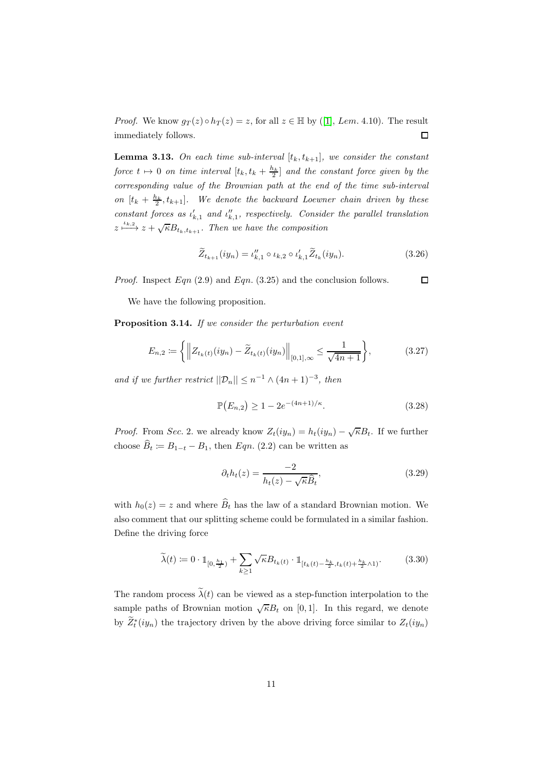*Proof.* We know $g_T(z) \circ h_T(z) = z$, for all $z \in \mathbb{H}$ by ([1], *Lem.* 4.10). The result immediately follows. $\square$

**Lemma 3.13.** *On each time sub-interval $[t_k, t_{k+1}]$, we consider the constant force $t \mapsto 0$ on time interval $[t_k, t_k + \frac{h_k}{2}]$ and the constant force given by the corresponding value of the Brownian path at the end of the time sub-interval on $[t_k + \frac{h_k}{2}, t_{k+1}]$. We denote the backward Loewner chain driven by these constant forces as $\iota'_{k,1}$ and $\iota''_{k,1}$, respectively. Consider the parallel translation $z \xmapsto{\iota_{k,2}} z + \sqrt{\kappa} B_{t_k, t_{k+1}}$. Then we have the composition*

$$\widetilde{Z}_{t_{k+1}}(iy_n) = \iota''_{k,1} \circ \iota_{k,2} \circ \iota'_{k,1} \widetilde{Z}_{t_k}(iy_n). \tag{3.26}$$

*Proof.* Inspect *Eqn* (2.9) and *Eqn.* (3.25) and the conclusion follows. $\square$

We have the following proposition.

**Proposition 3.14.** *If we consider the perturbation event*

$$E_{n,2} \coloneqq \left\{ \left\| Z_{t_k(t)}(iy_n) - \widetilde{Z}_{t_k(t)}(iy_n) \right\|_{[0,1],\infty} \leq \frac{1}{\sqrt{4n+1}} \right\}, \tag{3.27}$$

*and if we further restrict $||\mathcal{D}_n|| \leq n^{-1} \wedge (4n+1)^{-3}$, then*

$$\mathbb{P}\big(E_{n,2}\big) \geq 1 - 2e^{-(4n+1)/\kappa}. \tag{3.28}$$

*Proof.* From *Sec.* 2. we already know $Z_t(iy_n) = h_t(iy_n) - \sqrt{\kappa} B_t$. If we further choose $\widehat{B}_t \coloneqq B_{1-t} - B_1$, then *Eqn.* (2.2) can be written as

$$\partial_t h_t(z) = \frac{-2}{h_t(z) - \sqrt{\kappa}\widehat{B}_t}, \tag{3.29}$$

with $h_0(z) = z$ and where $\widehat{B}_t$ has the law of a standard Brownian motion. We also comment that our splitting scheme could be formulated in a similar fashion. Define the driving force

$$\widetilde{\lambda}(t) \coloneqq 0 \cdot \mathbb{1}_{[0, \frac{h_1}{2})} + \sum_{k \geq 1} \sqrt{\kappa} B_{t_k(t)} \cdot \mathbb{1}_{[t_k(t) - \frac{h_k}{2}, t_k(t) + \frac{h_k}{2} \wedge 1)}. \tag{3.30}$$

The random process $\widetilde{\lambda}(t)$ can be viewed as a step-function interpolation to the sample paths of Brownian motion $\sqrt{\kappa} B_t$ on $[0,1]$. In this regard, we denote by $\widetilde{Z}^*_t(iy_n)$ the trajectory driven by the above driving force similar to $Z_t(iy_n)$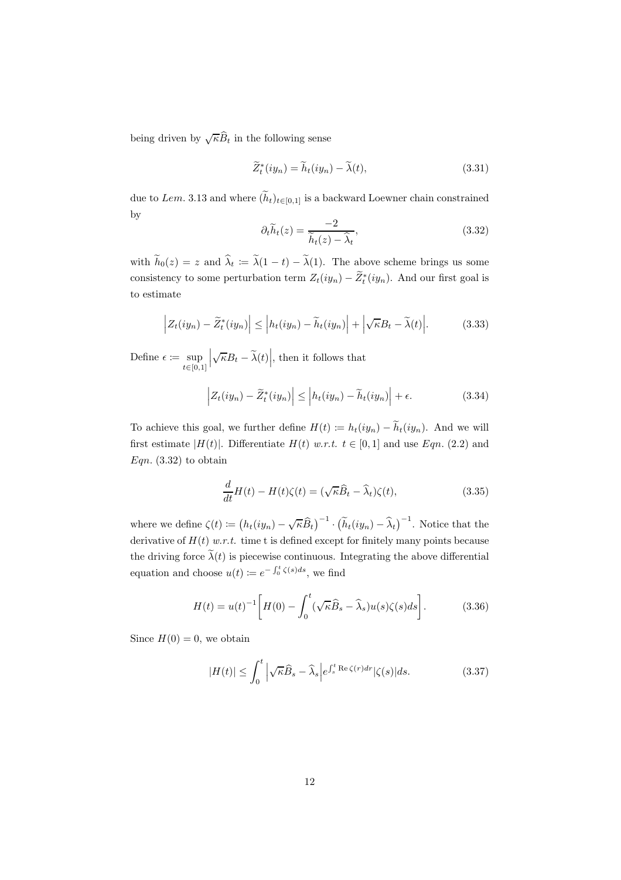being driven by $\sqrt{\kappa}\widehat{B}_t$ in the following sense

$$\widetilde{Z}^*_t(iy_n) = \widetilde{h}_t(iy_n) - \widetilde{\lambda}(t), \tag{3.31}$$

due to *Lem.* 3.13 and where $(\widetilde{h}_t)_{t\in[0,1]}$ is a backward Loewner chain constrained by

$$\partial_t \widetilde{h}_t(z) = \frac{-2}{\widetilde{h}_t(z) - \widehat{\lambda}_t}, \tag{3.32}$$

with $\widetilde{h}_0(z) = z$ and $\widehat{\lambda}_t := \widetilde{\lambda}(1-t) - \widetilde{\lambda}(1)$. The above scheme brings us some consistency to some perturbation term $Z_t(iy_n) - \widetilde{Z}^*_t(iy_n)$. And our first goal is to estimate

$$\left| Z_t(iy_n) - \widetilde{Z}^*_t(iy_n) \right| \le \left| h_t(iy_n) - \widetilde{h}_t(iy_n) \right| + \left| \sqrt{\kappa} B_t - \widetilde{\lambda}(t) \right|. \tag{3.33}$$

Define $\epsilon := \sup_{t\in[0,1]} \left| \sqrt{\kappa} B_t - \widetilde{\lambda}(t) \right|$, then it follows that

$$\left| Z_t(iy_n) - \widetilde{Z}^*_t(iy_n) \right| \le \left| h_t(iy_n) - \widetilde{h}_t(iy_n) \right| + \epsilon. \tag{3.34}$$

To achieve this goal, we further define $H(t) := h_t(iy_n) - \widetilde{h}_t(iy_n)$. And we will first estimate $|H(t)|$. Differentiate $H(t)$ *w.r.t.* $t \in [0,1]$ and use *Eqn.* (2.2) and *Eqn.* (3.32) to obtain

$$\frac{d}{dt} H(t) - H(t)\zeta(t) = (\sqrt{\kappa}\widehat{B}_t - \widehat{\lambda}_t)\zeta(t), \tag{3.35}$$

where we define $\zeta(t) := \left(h_t(iy_n) - \sqrt{\kappa}\widehat{B}_t\right)^{-1} \cdot \left(\widetilde{h}_t(iy_n) - \widehat{\lambda}_t\right)^{-1}$. Notice that the derivative of $H(t)$ *w.r.t.* time t is defined except for finitely many points because the driving force $\widetilde{\lambda}(t)$ is piecewise continuous. Integrating the above differential equation and choose $u(t) := e^{-\int_0^t \zeta(s)ds}$, we find

$$H(t) = u(t)^{-1} \left[ H(0) - \int_0^t (\sqrt{\kappa}\widehat{B}_s - \widehat{\lambda}_s) u(s) \zeta(s) ds \right]. \tag{3.36}$$

Since $H(0) = 0$, we obtain

$$|H(t)| \le \int_0^t \left| \sqrt{\kappa}\widehat{B}_s - \widehat{\lambda}_s \right| e^{\int_s^t \operatorname{Re}\zeta(r)dr} |\zeta(s)| ds. \tag{3.37}$$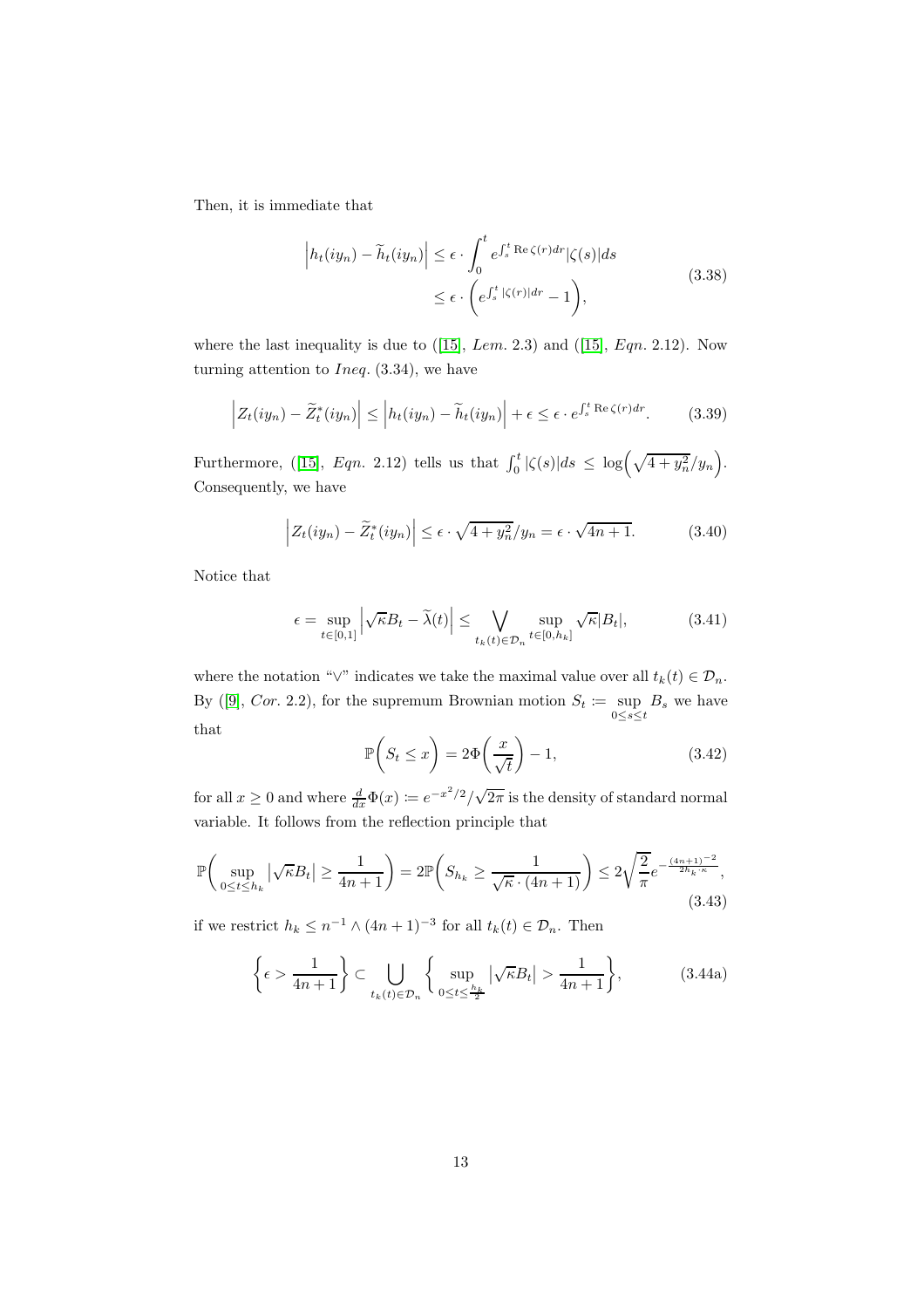Then, it is immediate that

$$
\begin{aligned}
\left| h_t(iy_n) - \widetilde{h}_t(iy_n) \right| &\leq \epsilon \cdot \int_0^t e^{\int_s^t \operatorname{Re}\zeta(r)dr} |\zeta(s)| ds \\
&\leq \epsilon \cdot \left( e^{\int_s^t |\zeta(r)| dr} - 1 \right),
\end{aligned}
\tag{3.38}
$$

where the last inequality is due to ([15], *Lem.* 2.3) and ([15], *Eqn.* 2.12). Now turning attention to *Ineq.* (3.34), we have

$$
\left| Z_t(iy_n) - \widetilde{Z}_t^*(iy_n) \right| \leq \left| h_t(iy_n) - \widetilde{h}_t(iy_n) \right| + \epsilon \leq \epsilon \cdot e^{\int_s^t \operatorname{Re}\zeta(r)dr}. \tag{3.39}
$$

Furthermore, ([15], *Eqn.* 2.12) tells us that $\int_0^t |\zeta(s)| ds \leq \log\left( \sqrt{4 + y_n^2}/y_n \right)$. Consequently, we have

$$
\left| Z_t(iy_n) - \widetilde{Z}_t^*(iy_n) \right| \leq \epsilon \cdot \sqrt{4 + y_n^2}/y_n = \epsilon \cdot \sqrt{4n + 1}. \tag{3.40}
$$

Notice that

$$
\epsilon = \sup_{t \in [0,1]} \left| \sqrt{\kappa} B_t - \widetilde{\lambda}(t) \right| \leq \bigvee_{t_k(t) \in \mathcal{D}_n} \sup_{t \in [0, h_k]} \sqrt{\kappa} |B_t|, \tag{3.41}
$$

where the notation "$\vee$" indicates we take the maximal value over all $t_k(t) \in \mathcal{D}_n$. By ([9], *Cor.* 2.2), for the supremum Brownian motion $S_t \coloneqq \sup_{0 \leq s \leq t} B_s$ we have that

$$
\mathbb{P}\left( S_t \leq x \right) = 2\Phi\left( \frac{x}{\sqrt{t}} \right) - 1, \tag{3.42}
$$

for all $x \geq 0$ and where $\frac{d}{dx}\Phi(x) \coloneqq e^{-x^2/2}/\sqrt{2\pi}$ is the density of standard normal variable. It follows from the reflection principle that

$$
\mathbb{P}\left( \sup_{0 \leq t \leq h_k} \left| \sqrt{\kappa} B_t \right| \geq \frac{1}{4n+1} \right) = 2\mathbb{P}\left( S_{h_k} \geq \frac{1}{\sqrt{\kappa} \cdot (4n+1)} \right) \leq 2\sqrt{\frac{2}{\pi}} e^{-\frac{(4n+1)^{-2}}{2h_k \cdot \kappa}}, \tag{3.43}
$$

if we restrict $h_k \leq n^{-1} \wedge (4n+1)^{-3}$ for all $t_k(t) \in \mathcal{D}_n$. Then

$$
\left\{ \epsilon > \frac{1}{4n+1} \right\} \subset \bigcup_{t_k(t) \in \mathcal{D}_n} \left\{ \sup_{0 \leq t \leq \frac{h_k}{2}} \left| \sqrt{\kappa} B_t \right| > \frac{1}{4n+1} \right\}, \tag{3.44a}
$$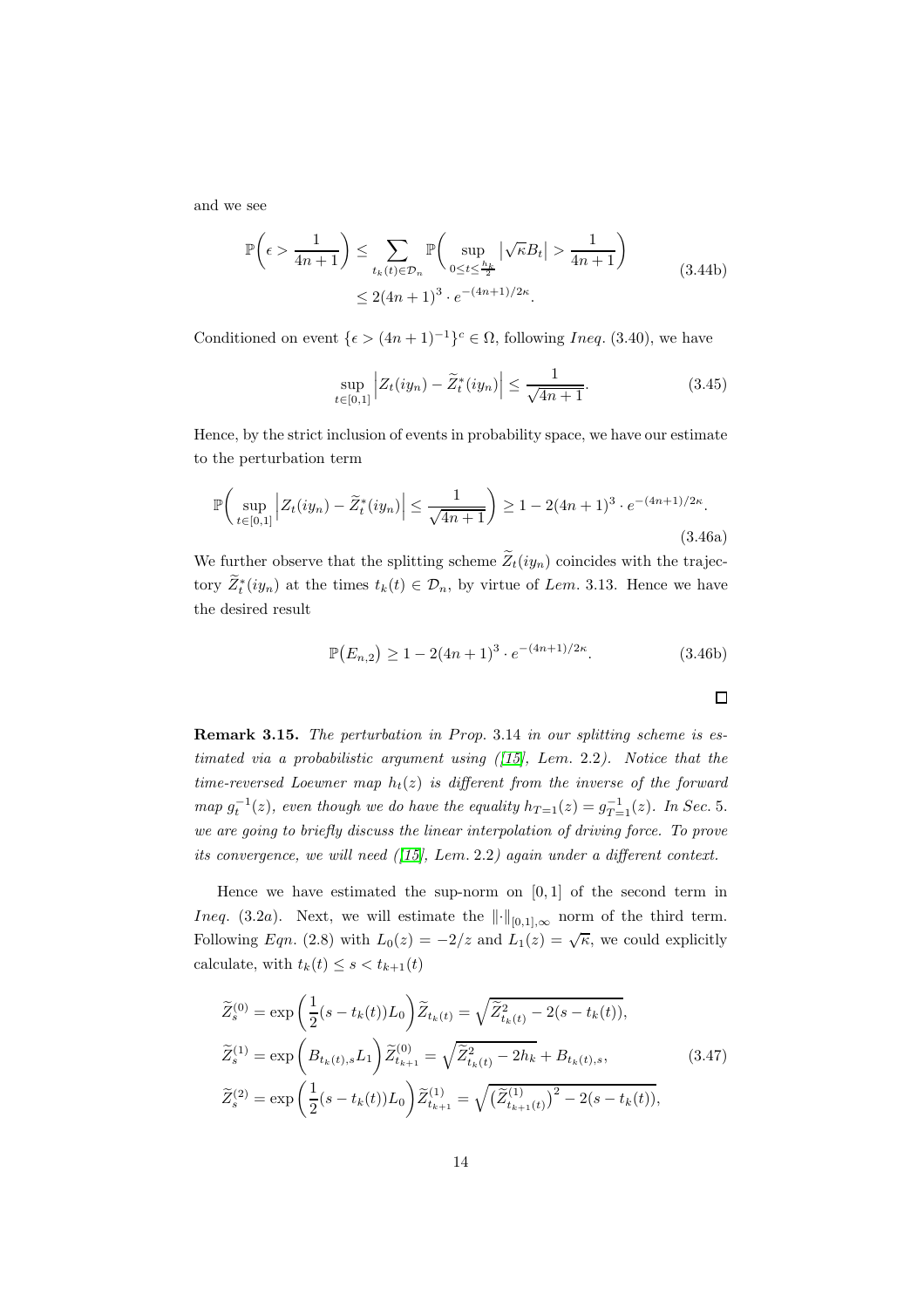and we see

$$
\begin{aligned}
\mathbb{P}\bigg(\epsilon > \frac{1}{4n+1}\bigg) &\leq \sum_{t_k(t)\in\mathcal{D}_n} \mathbb{P}\bigg(\sup_{0\leq t\leq \frac{h_k}{2}} \big|\sqrt{\kappa}B_t\big| > \frac{1}{4n+1}\bigg) \\
&\leq 2(4n+1)^3 \cdot e^{-(4n+1)/2\kappa}.
\end{aligned}
\tag{3.44b}
$$

Conditioned on event $\{\epsilon > (4n+1)^{-1}\}^c \in \Omega$, following *Ineq.* (3.40), we have

$$
\sup_{t\in[0,1]} \Big|Z_t(iy_n) - \widetilde{Z}^*_t(iy_n)\Big| \leq \frac{1}{\sqrt{4n+1}}. \tag{3.45}
$$

Hence, by the strict inclusion of events in probability space, we have our estimate to the perturbation term

$$
\mathbb{P}\bigg(\sup_{t\in[0,1]} \Big|Z_t(iy_n) - \widetilde{Z}^*_t(iy_n)\Big| \leq \frac{1}{\sqrt{4n+1}}\bigg) \geq 1 - 2(4n+1)^3 \cdot e^{-(4n+1)/2\kappa}. \tag{3.46a}
$$

We further observe that the splitting scheme $\widetilde{Z}_t(iy_n)$ coincides with the trajectory $\widetilde{Z}^*_t(iy_n)$ at the times $t_k(t) \in \mathcal{D}_n$, by virtue of *Lem.* 3.13. Hence we have the desired result

$$
\mathbb{P}\big(E_{n,2}\big) \geq 1 - 2(4n+1)^3 \cdot e^{-(4n+1)/2\kappa}. \tag{3.46b}
$$

□

**Remark 3.15.** *The perturbation in Prop.* 3.14 *in our splitting scheme is estimated via a probabilistic argument using ([15], Lem.* 2.2*). Notice that the time-reversed Loewner map $h_t(z)$ is different from the inverse of the forward map $g_t^{-1}(z)$, even though we do have the equality $h_{T=1}(z) = g_{T=1}^{-1}(z)$. In Sec.* 5. *we are going to briefly discuss the linear interpolation of driving force. To prove its convergence, we will need ([15], Lem.* 2.2*) again under a different context.*

Hence we have estimated the sup-norm on $[0,1]$ of the second term in *Ineq.* (3.2*a*). Next, we will estimate the $\|\cdot\|_{[0,1],\infty}$ norm of the third term. Following *Eqn.* (2.8) with $L_0(z) = -2/z$ and $L_1(z) = \sqrt{\kappa}$, we could explicitly calculate, with $t_k(t) \leq s < t_{k+1}(t)$

$$
\begin{aligned}
\widetilde{Z}^{(0)}_s &= \exp\bigg(\frac{1}{2}(s - t_k(t))L_0\bigg)\widetilde{Z}_{t_k(t)} = \sqrt{\widetilde{Z}^2_{t_k(t)} - 2(s - t_k(t))}, \\
\widetilde{Z}^{(1)}_s &= \exp\bigg(B_{t_k(t),s}L_1\bigg)\widetilde{Z}^{(0)}_{t_{k+1}} = \sqrt{\widetilde{Z}^2_{t_k(t)} - 2h_k} + B_{t_k(t),s}, \\
\widetilde{Z}^{(2)}_s &= \exp\bigg(\frac{1}{2}(s - t_k(t))L_0\bigg)\widetilde{Z}^{(1)}_{t_{k+1}} = \sqrt{\big(\widetilde{Z}^{(1)}_{t_{k+1}(t)}\big)^2 - 2(s - t_k(t))},
\end{aligned}
\tag{3.47}
$$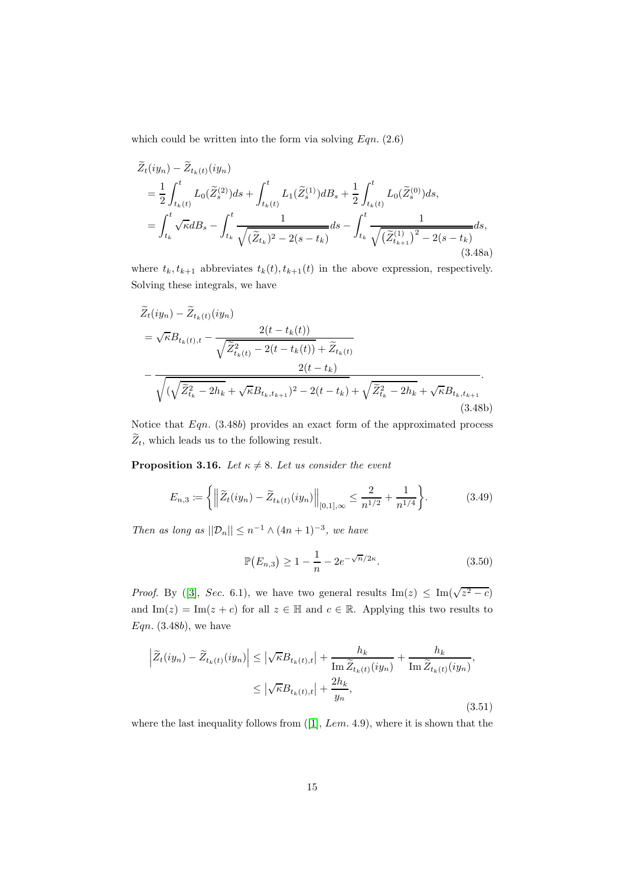which could be written into the form via solving *Eqn.* (2.6)

$$
\begin{aligned}
&\widetilde{Z}_t(iy_n) - \widetilde{Z}_{t_k(t)}(iy_n) \\
&= \frac{1}{2}\int_{t_k(t)}^{t} L_0(\widetilde{Z}_s^{(2)})ds + \int_{t_k(t)}^{t} L_1(\widetilde{Z}_s^{(1)})dB_s + \frac{1}{2}\int_{t_k(t)}^{t} L_0(\widetilde{Z}_s^{(0)})ds, \\
&= \int_{t_k}^{t} \sqrt{\kappa}dB_s - \int_{t_k}^{t} \frac{1}{\sqrt{(\widetilde{Z}_{t_k})^2 - 2(s-t_k)}}ds - \int_{t_k}^{t} \frac{1}{\sqrt{\left(\widetilde{Z}_{t_{k+1}}^{(1)}\right)^2 - 2(s-t_k)}}ds,
\end{aligned}
\tag{3.48a}
$$

where $t_k, t_{k+1}$ abbreviates $t_k(t), t_{k+1}(t)$ in the above expression, respectively. Solving these integrals, we have

$$
\begin{aligned}
&\widetilde{Z}_t(iy_n) - \widetilde{Z}_{t_k(t)}(iy_n) \\
&= \sqrt{\kappa}B_{t_k(t),t} - \frac{2(t-t_k(t))}{\sqrt{\widetilde{Z}_{t_k(t)}^2 - 2(t-t_k(t))} + \widetilde{Z}_{t_k(t)}} \\
&- \frac{2(t-t_k)}{\sqrt{(\sqrt{\widetilde{Z}_{t_k}^2 - 2h_k} + \sqrt{\kappa}B_{t_k,t_{k+1}})^2 - 2(t-t_k)} + \sqrt{\widetilde{Z}_{t_k}^2 - 2h_k} + \sqrt{\kappa}B_{t_k,t_{k+1}}}.
\end{aligned}
\tag{3.48b}
$$

Notice that *Eqn.* (3.48*b*) provides an exact form of the approximated process $\widetilde{Z}_t$, which leads us to the following result.

**Proposition 3.16.** *Let $\kappa \neq 8$. Let us consider the event*

$$
E_{n,3} := \left\{ \left\| \widetilde{Z}_t(iy_n) - \widetilde{Z}_{t_k(t)}(iy_n) \right\|_{[0,1],\infty} \leq \frac{2}{n^{1/2}} + \frac{1}{n^{1/4}} \right\}. \tag{3.49}
$$

*Then as long as $||\mathcal{D}_n|| \leq n^{-1} \wedge (4n+1)^{-3}$, we have*

$$
\mathbb{P}(E_{n,3}) \geq 1 - \frac{1}{n} - 2e^{-\sqrt{n}/2\kappa}. \tag{3.50}
$$

*Proof.* By ([3], *Sec.* 6.1), we have two general results $\operatorname{Im}(z) \leq \operatorname{Im}(\sqrt{z^2 - c})$ and $\operatorname{Im}(z) = \operatorname{Im}(z + c)$ for all $z \in \mathbb{H}$ and $c \in \mathbb{R}$. Applying this two results to *Eqn.* (3.48*b*), we have

$$
\begin{aligned}
\left| \widetilde{Z}_t(iy_n) - \widetilde{Z}_{t_k(t)}(iy_n) \right| &\leq \left| \sqrt{\kappa}B_{t_k(t),t} \right| + \frac{h_k}{\operatorname{Im} \widetilde{Z}_{t_k(t)}(iy_n)} + \frac{h_k}{\operatorname{Im} \widetilde{Z}_{t_k(t)}(iy_n)}, \\
&\leq \left| \sqrt{\kappa}B_{t_k(t),t} \right| + \frac{2h_k}{y_n},
\end{aligned}
\tag{3.51}
$$

where the last inequality follows from ([1], *Lem.* 4.9), where it is shown that the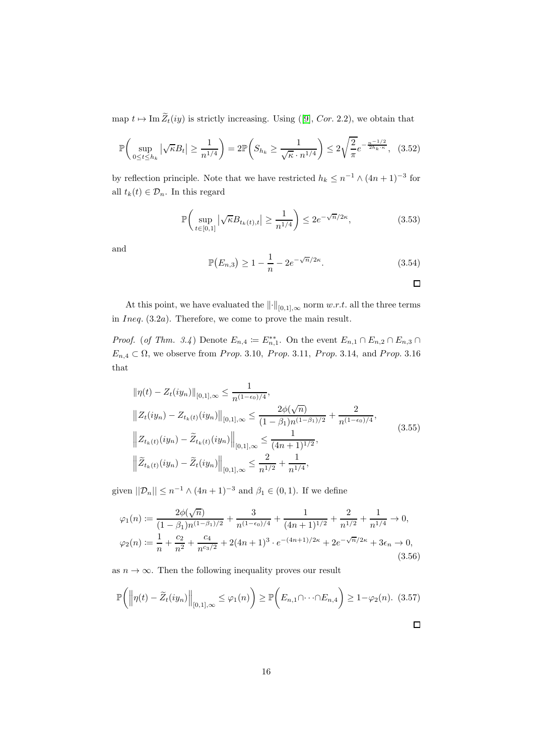map $t \mapsto \operatorname{Im} \widetilde{Z}_t(iy)$ is strictly increasing. Using ([9], *Cor.* 2.2), we obtain that

$$\mathbb{P}\bigg( \sup_{0 \le t \le h_k} \big|\sqrt{\kappa} B_t\big| \ge \frac{1}{n^{1/4}} \bigg) = 2\mathbb{P}\bigg( S_{h_k} \ge \frac{1}{\sqrt{\kappa} \cdot n^{1/4}} \bigg) \le 2\sqrt{\frac{2}{\pi}} e^{-\frac{n^{-1/2}}{2h_k \cdot \kappa}}, \quad (3.52)$$

by reflection principle. Note that we have restricted $h_k \le n^{-1} \wedge (4n+1)^{-3}$ for all $t_k(t) \in \mathcal{D}_n$. In this regard

$$\mathbb{P}\bigg( \sup_{t \in [0,1]} \big|\sqrt{\kappa} B_{t_k(t),t}\big| \ge \frac{1}{n^{1/4}} \bigg) \le 2e^{-\sqrt{n}/2\kappa}, \quad (3.53)$$

and

$$\mathbb{P}\big(E_{n,3}\big) \ge 1 - \frac{1}{n} - 2e^{-\sqrt{n}/2\kappa}. \quad (3.54)$$

□

At this point, we have evaluated the $\|\cdot\|_{[0,1],\infty}$ norm *w.r.t.* all the three terms in *Ineq.* (3.2*a*). Therefore, we come to prove the main result.

*Proof.* (*of Thm. 3.4*) Denote $E_{n,4} \coloneqq E_{n,1}^{**}$. On the event $E_{n,1} \cap E_{n,2} \cap E_{n,3} \cap E_{n,4} \subset \Omega$, we observe from *Prop.* 3.10, *Prop.* 3.11, *Prop.* 3.14, and *Prop.* 3.16 that

$$\begin{aligned}
&\|\eta(t) - Z_t(iy_n)\|_{[0,1],\infty} \le \frac{1}{n^{(1-\epsilon_0)/4}}, \\
&\big\|Z_t(iy_n) - Z_{t_k(t)}(iy_n)\big\|_{[0,1],\infty} \le \frac{2\phi(\sqrt{n})}{(1-\beta_1)n^{(1-\beta_1)/2}} + \frac{2}{n^{(1-\epsilon_0)/4}}, \\
&\Big\|Z_{t_k(t)}(iy_n) - \widetilde{Z}_{t_k(t)}(iy_n)\Big\|_{[0,1],\infty} \le \frac{1}{(4n+1)^{1/2}}, \\
&\Big\|\widetilde{Z}_{t_k(t)}(iy_n) - \widetilde{Z}_t(iy_n)\Big\|_{[0,1],\infty} \le \frac{2}{n^{1/2}} + \frac{1}{n^{1/4}},
\end{aligned} \quad (3.55)$$

given $||\mathcal{D}_n|| \le n^{-1} \wedge (4n+1)^{-3}$ and $\beta_1 \in (0,1)$. If we define

$$\begin{aligned}
\varphi_1(n) &\coloneqq \frac{2\phi(\sqrt{n})}{(1-\beta_1)n^{(1-\beta_1)/2}} + \frac{3}{n^{(1-\epsilon_0)/4}} + \frac{1}{(4n+1)^{1/2}} + \frac{2}{n^{1/2}} + \frac{1}{n^{1/4}} \to 0, \\
\varphi_2(n) &\coloneqq \frac{1}{n} + \frac{c_2}{n^2} + \frac{c_4}{n^{c_3/2}} + 2(4n+1)^3 \cdot e^{-(4n+1)/2\kappa} + 2e^{-\sqrt{n}/2\kappa} + 3\epsilon_n \to 0,
\end{aligned} \quad (3.56)$$

as $n \to \infty$. Then the following inequality proves our result

$$\mathbb{P}\bigg( \Big\|\eta(t) - \widetilde{Z}_t(iy_n)\Big\|_{[0,1],\infty} \le \varphi_1(n) \bigg) \ge \mathbb{P}\bigg( E_{n,1} \cap \cdots \cap E_{n,4} \bigg) \ge 1 - \varphi_2(n). \quad (3.57)$$

□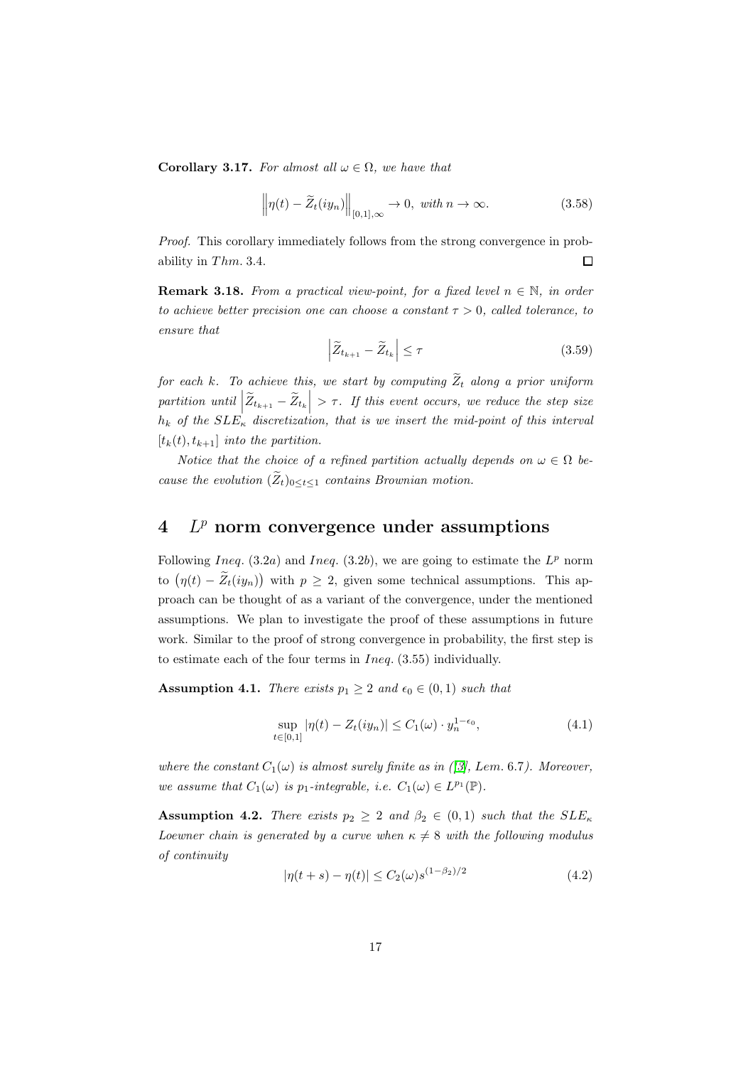**Corollary 3.17.** *For almost all $\omega \in \Omega$, we have that*

$$\left\|\eta(t) - \widetilde{Z}_t(iy_n)\right\|_{[0,1],\infty} \to 0, \text{ with } n \to \infty. \tag{3.58}$$

*Proof.* This corollary immediately follows from the strong convergence in probability in $Thm.$ 3.4. $\square$

**Remark 3.18.** *From a practical view-point, for a fixed level $n \in \mathbb{N}$, in order to achieve better precision one can choose a constant $\tau > 0$, called tolerance, to ensure that*

$$\left|\widetilde{Z}_{t_{k+1}} - \widetilde{Z}_{t_k}\right| \leq \tau \tag{3.59}$$

*for each $k$. To achieve this, we start by computing $\widetilde{Z}_t$ along a prior uniform partition until $\left|\widetilde{Z}_{t_{k+1}} - \widetilde{Z}_{t_k}\right| > \tau$. If this event occurs, we reduce the step size $h_k$ of the $SLE_\kappa$ discretization, that is we insert the mid-point of this interval $[t_k(t), t_{k+1}]$ into the partition.*

*Notice that the choice of a refined partition actually depends on $\omega \in \Omega$ because the evolution $(\widetilde{Z}_t)_{0 \leq t \leq 1}$ contains Brownian motion.*

# 4 $L^p$ norm convergence under assumptions

Following $Ineq.$ (3.2$a$) and $Ineq.$ (3.2$b$), we are going to estimate the $L^p$ norm to $\left(\eta(t) - \widetilde{Z}_t(iy_n)\right)$ with $p \geq 2$, given some technical assumptions. This approach can be thought of as a variant of the convergence, under the mentioned assumptions. We plan to investigate the proof of these assumptions in future work. Similar to the proof of strong convergence in probability, the first step is to estimate each of the four terms in $Ineq.$ (3.55) individually.

**Assumption 4.1.** *There exists $p_1 \geq 2$ and $\epsilon_0 \in (0,1)$ such that*

$$\sup_{t \in [0,1]} |\eta(t) - Z_t(iy_n)| \leq C_1(\omega) \cdot y_n^{1-\epsilon_0}, \tag{4.1}$$

*where the constant $C_1(\omega)$ is almost surely finite as in ([3], Lem. 6.7). Moreover, we assume that $C_1(\omega)$ is $p_1$-integrable, i.e. $C_1(\omega) \in L^{p_1}(\mathbb{P})$.*

**Assumption 4.2.** *There exists $p_2 \geq 2$ and $\beta_2 \in (0,1)$ such that the $SLE_\kappa$ Loewner chain is generated by a curve when $\kappa \neq 8$ with the following modulus of continuity*

$$|\eta(t+s) - \eta(t)| \leq C_2(\omega) s^{(1-\beta_2)/2} \tag{4.2}$$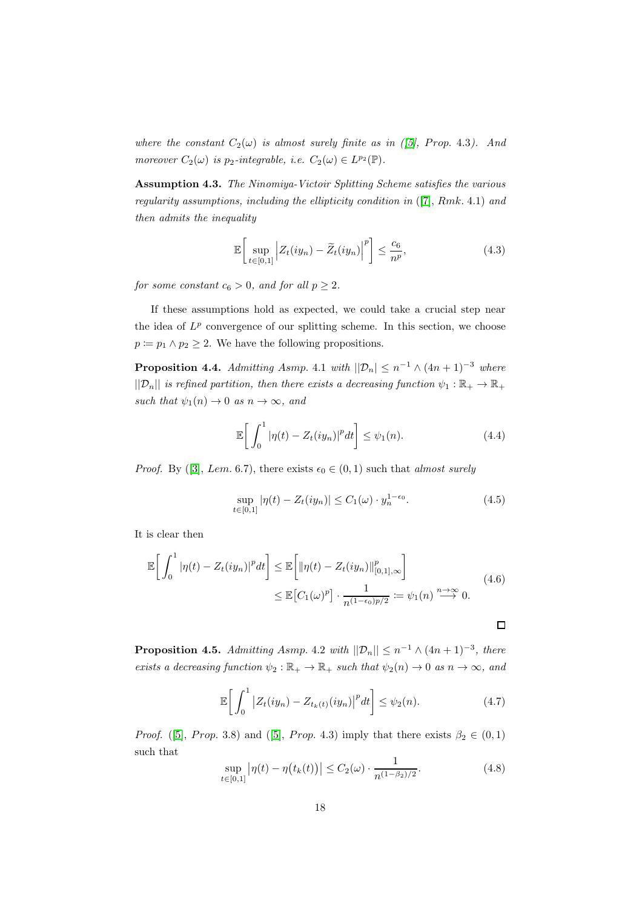*where the constant $C_2(\omega)$ is almost surely finite as in ([5], Prop. 4.3). And moreover $C_2(\omega)$ is $p_2$-integrable, i.e. $C_2(\omega) \in L^{p_2}(\mathbb{P})$.*

**Assumption 4.3.** *The Ninomiya-Victoir Splitting Scheme satisfies the various regularity assumptions, including the ellipticity condition in ([7], Rmk. 4.1) and then admits the inequality*

$$\mathbb{E}\bigg[\sup_{t\in[0,1]}\Big|Z_t(iy_n) - \widetilde{Z}_t(iy_n)\Big|^p\bigg] \leq \frac{c_6}{n^p}, \tag{4.3}$$

*for some constant $c_6 > 0$, and for all $p \geq 2$.*

If these assumptions hold as expected, we could take a crucial step near the idea of $L^p$ convergence of our splitting scheme. In this section, we choose $p \coloneqq p_1 \wedge p_2 \geq 2$. We have the following propositions.

**Proposition 4.4.** *Admitting Asmp. 4.1 with $||\mathcal{D}_n| \leq n^{-1} \wedge (4n+1)^{-3}$ where $||\mathcal{D}_n||$ is refined partition, then there exists a decreasing function $\psi_1 : \mathbb{R}_+ \to \mathbb{R}_+$ such that $\psi_1(n) \to 0$ as $n \to \infty$, and*

$$\mathbb{E}\bigg[\int_0^1 |\eta(t) - Z_t(iy_n)|^p dt\bigg] \leq \psi_1(n). \tag{4.4}$$

*Proof.* By ([3], *Lem.* 6.7), there exists $\epsilon_0 \in (0,1)$ such that *almost surely*

$$\sup_{t\in[0,1]} |\eta(t) - Z_t(iy_n)| \leq C_1(\omega) \cdot y_n^{1-\epsilon_0}. \tag{4.5}$$

It is clear then

$$\begin{aligned}\mathbb{E}\bigg[\int_0^1 |\eta(t) - Z_t(iy_n)|^p dt\bigg] &\leq \mathbb{E}\bigg[\|\eta(t) - Z_t(iy_n)\|^p_{[0,1],\infty}\bigg] \\ &\leq \mathbb{E}\big[C_1(\omega)^p\big] \cdot \frac{1}{n^{(1-\epsilon_0)p/2}} \coloneqq \psi_1(n) \overset{n\to\infty}{\longrightarrow} 0.\end{aligned} \tag{4.6}$$

∎

**Proposition 4.5.** *Admitting Asmp. 4.2 with $||\mathcal{D}_n|| \leq n^{-1} \wedge (4n+1)^{-3}$, there exists a decreasing function $\psi_2 : \mathbb{R}_+ \to \mathbb{R}_+$ such that $\psi_2(n) \to 0$ as $n \to \infty$, and*

$$\mathbb{E}\bigg[\int_0^1 \big|Z_t(iy_n) - Z_{t_k(t)}(iy_n)\big|^p dt\bigg] \leq \psi_2(n). \tag{4.7}$$

*Proof.* ([5], *Prop.* 3.8) and ([5], *Prop.* 4.3) imply that there exists $\beta_2 \in (0,1)$ such that

$$\sup_{t\in[0,1]} \big|\eta(t) - \eta\big(t_k(t)\big)\big| \leq C_2(\omega) \cdot \frac{1}{n^{(1-\beta_2)/2}}. \tag{4.8}$$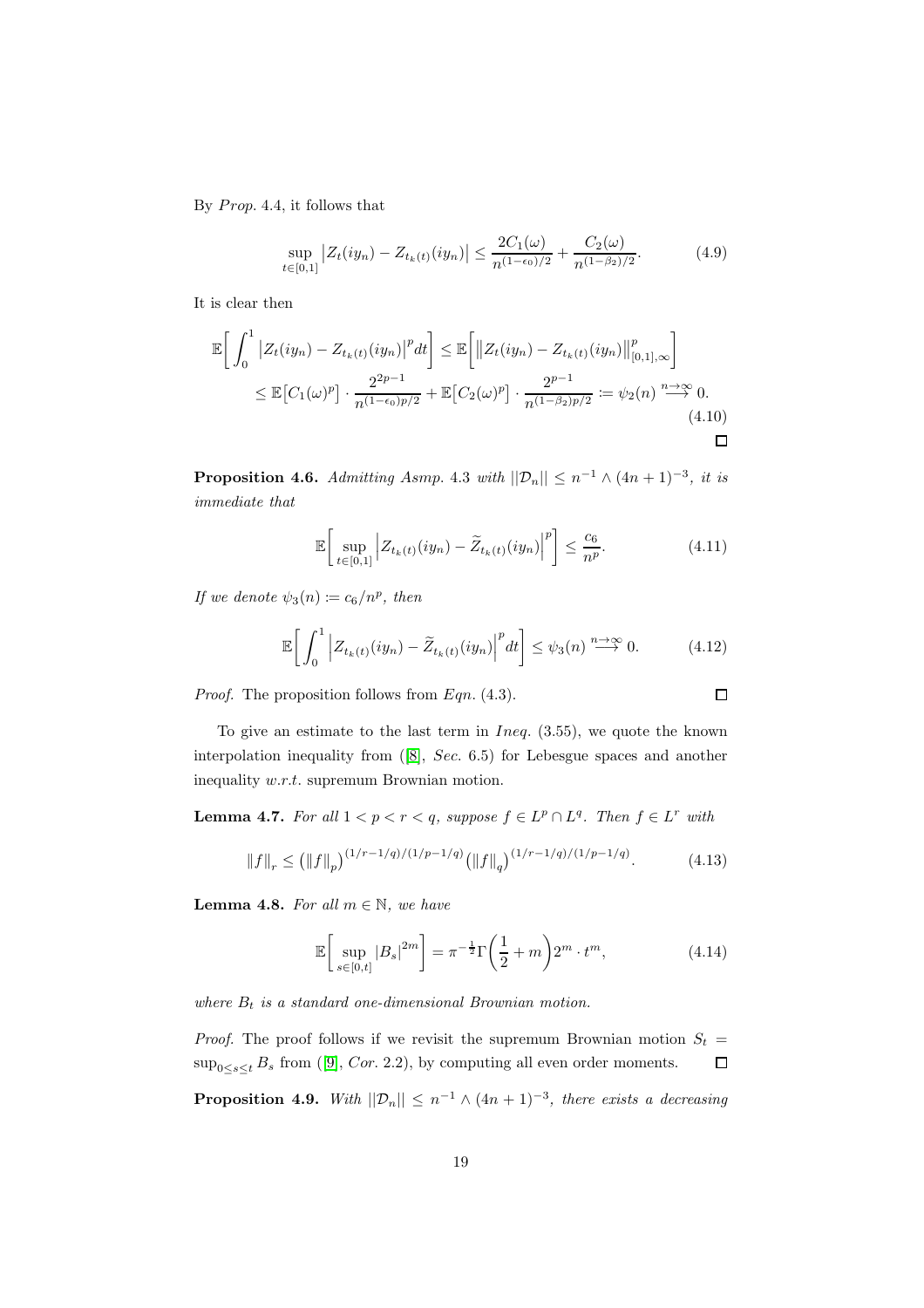By *Prop.* 4.4, it follows that

$$\sup_{t\in[0,1]} \big|Z_t(iy_n) - Z_{t_k(t)}(iy_n)\big| \leq \frac{2C_1(\omega)}{n^{(1-\epsilon_0)/2}} + \frac{C_2(\omega)}{n^{(1-\beta_2)/2}}. \tag{4.9}$$

It is clear then

$$\begin{aligned}\mathbb{E}\bigg[\int_0^1 \big|Z_t(iy_n) - Z_{t_k(t)}(iy_n)\big|^p dt\bigg] &\leq \mathbb{E}\bigg[\big\|Z_t(iy_n) - Z_{t_k(t)}(iy_n)\big\|_{[0,1],\infty}^p\bigg] \\ &\leq \mathbb{E}\big[C_1(\omega)^p\big] \cdot \frac{2^{2p-1}}{n^{(1-\epsilon_0)p/2}} + \mathbb{E}\big[C_2(\omega)^p\big] \cdot \frac{2^{p-1}}{n^{(1-\beta_2)p/2}} := \psi_2(n) \overset{n\to\infty}{\longrightarrow} 0.\end{aligned} \tag{4.10}$$

∎

**Proposition 4.6.** *Admitting Asmp.* 4.3 *with* $||\mathcal{D}_n|| \leq n^{-1} \wedge (4n+1)^{-3}$*, it is immediate that*

$$\mathbb{E}\bigg[\sup_{t\in[0,1]} \Big|Z_{t_k(t)}(iy_n) - \widetilde{Z}_{t_k(t)}(iy_n)\Big|^p\bigg] \leq \frac{c_6}{n^p}. \tag{4.11}$$

*If we denote* $\psi_3(n) := c_6/n^p$*, then*

$$\mathbb{E}\bigg[\int_0^1 \Big|Z_{t_k(t)}(iy_n) - \widetilde{Z}_{t_k(t)}(iy_n)\Big|^p dt\bigg] \leq \psi_3(n) \overset{n\to\infty}{\longrightarrow} 0. \tag{4.12}$$

*Proof.* The proposition follows from *Eqn.* (4.3). ∎

To give an estimate to the last term in *Ineq.* (3.55), we quote the known interpolation inequality from ([8], *Sec.* 6.5) for Lebesgue spaces and another inequality *w.r.t.* supremum Brownian motion.

**Lemma 4.7.** *For all* $1 < p < r < q$*, suppose* $f \in L^p \cap L^q$*. Then* $f \in L^r$ *with*

$$\|f\|_r \leq \big(\|f\|_p\big)^{(1/r-1/q)/(1/p-1/q)} \big(\|f\|_q\big)^{(1/r-1/q)/(1/p-1/q)}. \tag{4.13}$$

**Lemma 4.8.** *For all* $m \in \mathbb{N}$*, we have*

$$\mathbb{E}\bigg[\sup_{s\in[0,t]} |B_s|^{2m}\bigg] = \pi^{-\frac{1}{2}} \Gamma\bigg(\frac{1}{2} + m\bigg) 2^m \cdot t^m, \tag{4.14}$$

*where* $B_t$ *is a standard one-dimensional Brownian motion.*

*Proof.* The proof follows if we revisit the supremum Brownian motion $S_t = \sup_{0\leq s\leq t} B_s$ from ([9], *Cor.* 2.2), by computing all even order moments. ∎

**Proposition 4.9.** *With* $||\mathcal{D}_n|| \leq n^{-1} \wedge (4n+1)^{-3}$*, there exists a decreasing*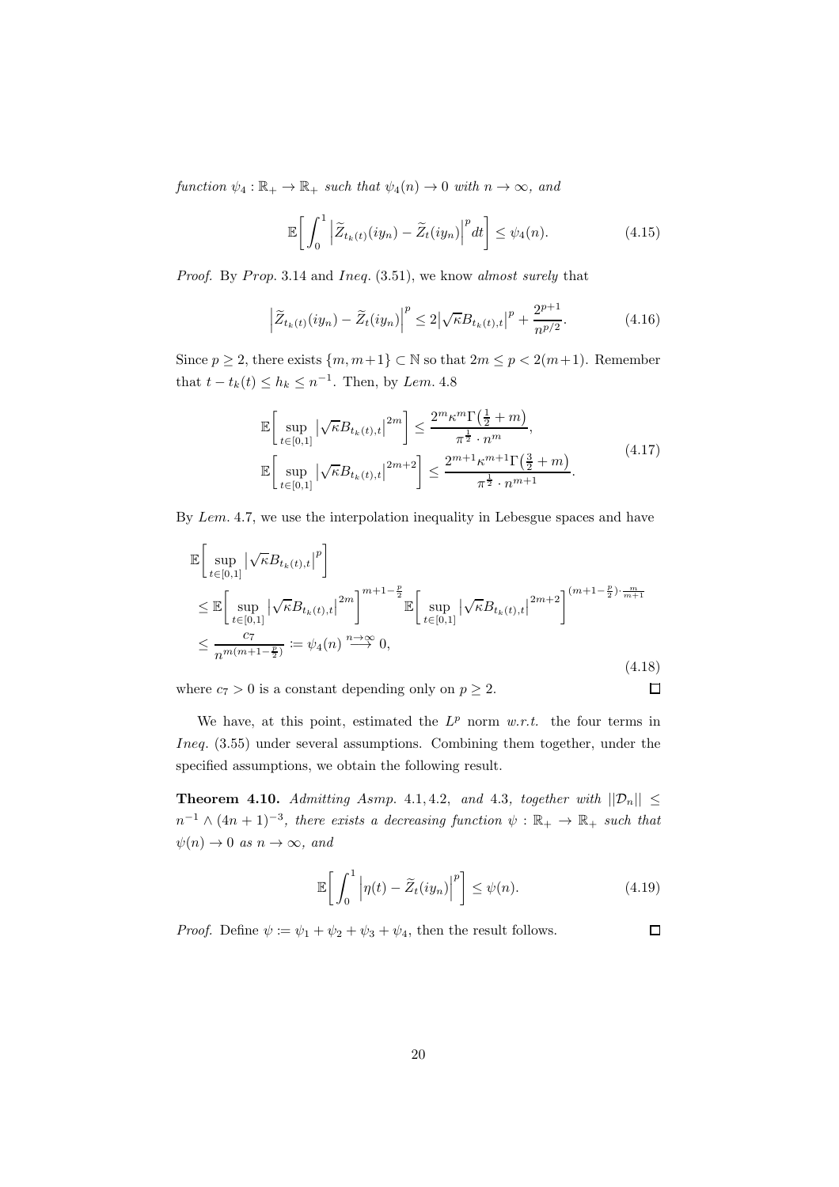*function* $\psi_4 : \mathbb{R}_+ \to \mathbb{R}_+$ *such that* $\psi_4(n) \to 0$ *with* $n \to \infty$*, and*

$$\mathbb{E}\bigg[\int_0^1 \Big|\widetilde{Z}_{t_k(t)}(iy_n) - \widetilde{Z}_t(iy_n)\Big|^p dt\bigg] \le \psi_4(n). \tag{4.15}$$

*Proof.* By *Prop.* 3.14 and *Ineq.* (3.51), we know *almost surely* that

$$\Big|\widetilde{Z}_{t_k(t)}(iy_n) - \widetilde{Z}_t(iy_n)\Big|^p \le 2\big|\sqrt{\kappa}B_{t_k(t),t}\big|^p + \frac{2^{p+1}}{n^{p/2}}. \tag{4.16}$$

Since $p \ge 2$, there exists $\{m, m+1\} \subset \mathbb{N}$ so that $2m \le p < 2(m+1)$. Remember that $t - t_k(t) \le h_k \le n^{-1}$. Then, by *Lem.* 4.8

$$\begin{aligned}
&\mathbb{E}\bigg[\sup_{t\in[0,1]}\big|\sqrt{\kappa}B_{t_k(t),t}\big|^{2m}\bigg] \le \frac{2^m\kappa^m\Gamma\big(\frac{1}{2}+m\big)}{\pi^{\frac{1}{2}}\cdot n^m},\\
&\mathbb{E}\bigg[\sup_{t\in[0,1]}\big|\sqrt{\kappa}B_{t_k(t),t}\big|^{2m+2}\bigg] \le \frac{2^{m+1}\kappa^{m+1}\Gamma\big(\frac{3}{2}+m\big)}{\pi^{\frac{1}{2}}\cdot n^{m+1}}.
\end{aligned} \tag{4.17}$$

By *Lem.* 4.7, we use the interpolation inequality in Lebesgue spaces and have

$$\begin{aligned}
&\mathbb{E}\bigg[\sup_{t\in[0,1]}\big|\sqrt{\kappa}B_{t_k(t),t}\big|^{p}\bigg]\\
&\le \mathbb{E}\bigg[\sup_{t\in[0,1]}\big|\sqrt{\kappa}B_{t_k(t),t}\big|^{2m}\bigg]^{m+1-\frac{p}{2}}\mathbb{E}\bigg[\sup_{t\in[0,1]}\big|\sqrt{\kappa}B_{t_k(t),t}\big|^{2m+2}\bigg]^{(m+1-\frac{p}{2})\cdot\frac{m}{m+1}}\\
&\le \frac{c_7}{n^{m(m+1-\frac{p}{2})}} := \psi_4(n) \overset{n\to\infty}{\longrightarrow} 0,
\end{aligned} \tag{4.18}$$

where $c_7 > 0$ is a constant depending only on $p \ge 2$. $\square$

We have, at this point, estimated the $L^p$ norm *w.r.t.* the four terms in *Ineq.* (3.55) under several assumptions. Combining them together, under the specified assumptions, we obtain the following result.

**Theorem 4.10.** *Admitting Asmp.* 4.1, 4.2, *and* 4.3*, together with* $||\mathcal{D}_n|| \le n^{-1} \wedge (4n+1)^{-3}$*, there exists a decreasing function* $\psi : \mathbb{R}_+ \to \mathbb{R}_+$ *such that* $\psi(n) \to 0$ *as* $n \to \infty$*, and*

$$\mathbb{E}\bigg[\int_0^1 \Big|\eta(t) - \widetilde{Z}_t(iy_n)\Big|^p\bigg] \le \psi(n). \tag{4.19}$$

*Proof.* Define $\psi := \psi_1 + \psi_2 + \psi_3 + \psi_4$, then the result follows. $\square$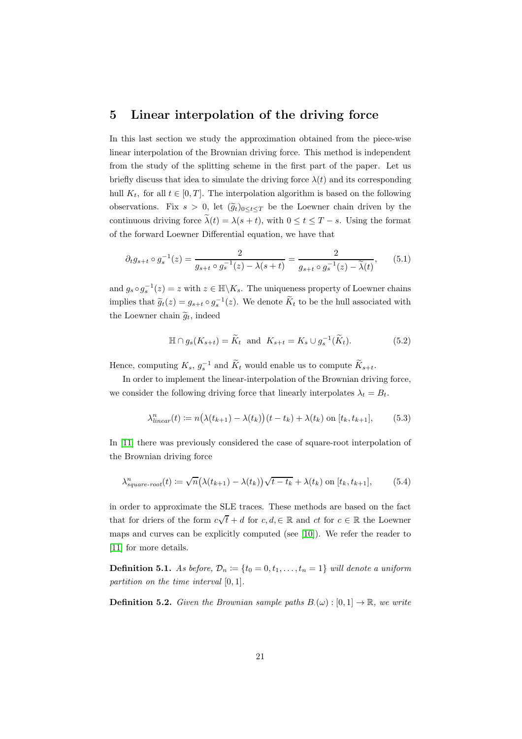# 5 Linear interpolation of the driving force

In this last section we study the approximation obtained from the piece-wise linear interpolation of the Brownian driving force. This method is independent from the study of the splitting scheme in the first part of the paper. Let us briefly discuss that idea to simulate the driving force $\lambda(t)$ and its corresponding hull $K_t$, for all $t \in [0, T]$. The interpolation algorithm is based on the following observations. Fix $s > 0$, let $(\widetilde{g}_t)_{0 \leq t \leq T}$ be the Loewner chain driven by the continuous driving force $\widetilde{\lambda}(t) = \lambda(s+t)$, with $0 \leq t \leq T - s$. Using the format of the forward Loewner Differential equation, we have that

$$\partial_t g_{s+t} \circ g_s^{-1}(z) = \frac{2}{g_{s+t} \circ g_s^{-1}(z) - \lambda(s+t)} = \frac{2}{g_{s+t} \circ g_s^{-1}(z) - \widetilde{\lambda}(t)}, \tag{5.1}$$

and $g_s \circ g_s^{-1}(z) = z$ with $z \in \mathbb{H} \backslash K_s$. The uniqueness property of Loewner chains implies that $\widetilde{g}_t(z) = g_{s+t} \circ g_s^{-1}(z)$. We denote $\widetilde{K}_t$ to be the hull associated with the Loewner chain $\widetilde{g}_t$, indeed

$$\mathbb{H} \cap g_s(K_{s+t}) = \widetilde{K}_t \ \text{ and } \ K_{s+t} = K_s \cup g_s^{-1}(\widetilde{K}_t). \tag{5.2}$$

Hence, computing $K_s$, $g_s^{-1}$ and $\widetilde{K}_t$ would enable us to compute $\widetilde{K}_{s+t}$.

In order to implement the linear-interpolation of the Brownian driving force, we consider the following driving force that linearly interpolates $\lambda_t = B_t$.

$$\lambda^n_{linear}(t) \coloneqq n\big(\lambda(t_{k+1}) - \lambda(t_k)\big)(t - t_k) + \lambda(t_k) \text{ on } [t_k, t_{k+1}], \tag{5.3}$$

In [11] there was previously considered the case of square-root interpolation of the Brownian driving force

$$\lambda^n_{square\text{-}root}(t) \coloneqq \sqrt{n}\big(\lambda(t_{k+1}) - \lambda(t_k)\big)\sqrt{t - t_k} + \lambda(t_k) \text{ on } [t_k, t_{k+1}], \tag{5.4}$$

in order to approximate the SLE traces. These methods are based on the fact that for driers of the form $c\sqrt{t} + d$ for $c, d, \in \mathbb{R}$ and $ct$ for $c \in \mathbb{R}$ the Loewner maps and curves can be explicitly computed (see [10]). We refer the reader to [11] for more details.

**Definition 5.1.** *As before, $\mathcal{D}_n \coloneqq \{t_0 = 0, t_1, \ldots, t_n = 1\}$ will denote a uniform partition on the time interval $[0, 1]$.*

**Definition 5.2.** *Given the Brownian sample paths $B_\cdot(\omega) : [0, 1] \to \mathbb{R}$, we write*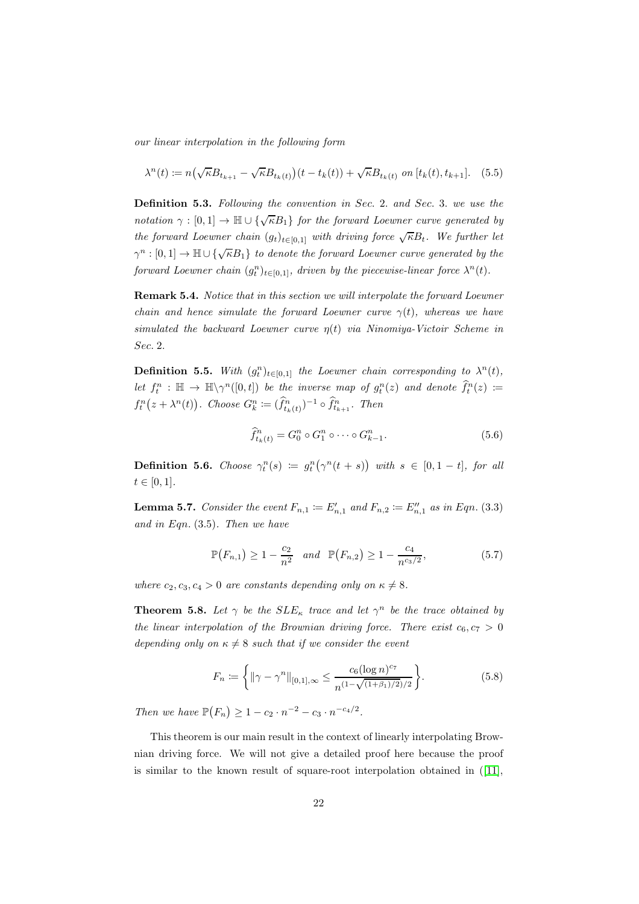*our linear interpolation in the following form*

$$\lambda^n(t) := n\big(\sqrt{\kappa}B_{t_{k+1}} - \sqrt{\kappa}B_{t_k(t)}\big)(t - t_k(t)) + \sqrt{\kappa}B_{t_k(t)} \text{ on } [t_k(t), t_{k+1}]. \quad (5.5)$$

**Definition 5.3.** *Following the convention in Sec.* 2. *and Sec.* 3. *we use the notation* $\gamma : [0,1] \to \mathbb{H} \cup \{\sqrt{\kappa}B_1\}$ *for the forward Loewner curve generated by the forward Loewner chain* $(g_t)_{t\in[0,1]}$ *with driving force* $\sqrt{\kappa}B_t$*. We further let* $\gamma^n : [0,1] \to \mathbb{H} \cup \{\sqrt{\kappa}B_1\}$ *to denote the forward Loewner curve generated by the forward Loewner chain* $(g_t^n)_{t\in[0,1]}$*, driven by the piecewise-linear force* $\lambda^n(t)$*.*

**Remark 5.4.** *Notice that in this section we will interpolate the forward Loewner chain and hence simulate the forward Loewner curve* $\gamma(t)$*, whereas we have simulated the backward Loewner curve* $\eta(t)$ *via Ninomiya-Victoir Scheme in Sec.* 2.

**Definition 5.5.** *With* $(g_t^n)_{t\in[0,1]}$ *the Loewner chain corresponding to* $\lambda^n(t)$*, let* $f_t^n : \mathbb{H} \to \mathbb{H}\backslash\gamma^n([0,t])$ *be the inverse map of* $g_t^n(z)$ *and denote* $\widehat{f}_t^n(z) := f_t^n\big(z + \lambda^n(t)\big)$*. Choose* $G_k^n := (\widehat{f}^n_{t_k(t)})^{-1} \circ \widehat{f}^n_{t_{k+1}}$*. Then*

$$\widehat{f}^n_{t_k(t)} = G_0^n \circ G_1^n \circ \cdots \circ G_{k-1}^n. \quad (5.6)$$

**Definition 5.6.** *Choose* $\gamma_t^n(s) := g_t^n\big(\gamma^n(t+s)\big)$ *with* $s \in [0, 1-t]$*, for all* $t \in [0,1]$*.*

**Lemma 5.7.** *Consider the event* $F_{n,1} := E'_{n,1}$ *and* $F_{n,2} := E''_{n,1}$ *as in Eqn.* (3.3) *and in Eqn.* (3.5)*. Then we have*

$$\mathbb{P}\big(F_{n,1}\big) \geq 1 - \frac{c_2}{n^2} \quad \text{and} \quad \mathbb{P}\big(F_{n,2}\big) \geq 1 - \frac{c_4}{n^{c_3/2}}, \quad (5.7)$$

*where* $c_2, c_3, c_4 > 0$ *are constants depending only on* $\kappa \neq 8$*.*

**Theorem 5.8.** *Let* $\gamma$ *be the* $SLE_\kappa$ *trace and let* $\gamma^n$ *be the trace obtained by the linear interpolation of the Brownian driving force. There exist* $c_6, c_7 > 0$ *depending only on* $\kappa \neq 8$ *such that if we consider the event*

$$F_n := \left\{ \|\gamma - \gamma^n\|_{[0,1],\infty} \leq \frac{c_6(\log n)^{c_7}}{n^{(1-\sqrt{(1+\beta_1)/2})/2}} \right\}. \quad (5.8)$$

*Then we have* $\mathbb{P}\big(F_n\big) \geq 1 - c_2 \cdot n^{-2} - c_3 \cdot n^{-c_4/2}$*.*

This theorem is our main result in the context of linearly interpolating Brownian driving force. We will not give a detailed proof here because the proof is similar to the known result of square-root interpolation obtained in ([11],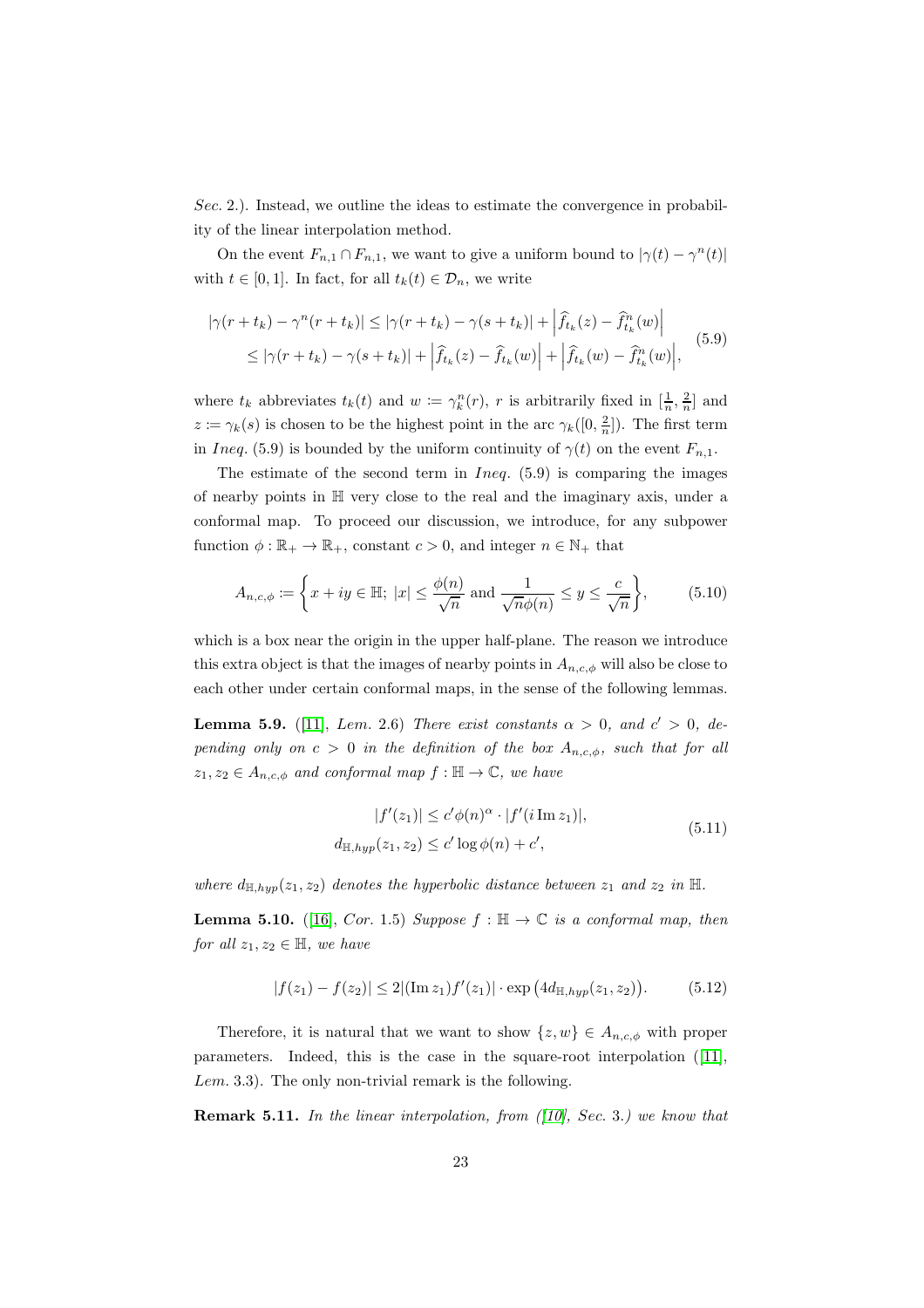*Sec.* 2.). Instead, we outline the ideas to estimate the convergence in probability of the linear interpolation method.

On the event $F_{n,1} \cap F_{n,1}$, we want to give a uniform bound to $|\gamma(t) - \gamma^n(t)|$ with $t \in [0, 1]$. In fact, for all $t_k(t) \in \mathcal{D}_n$, we write

$$
\begin{aligned}
|\gamma(r + t_k) - \gamma^n(r + t_k)| &\leq |\gamma(r + t_k) - \gamma(s + t_k)| + \left|\widehat{f}_{t_k}(z) - \widehat{f}^n_{t_k}(w)\right| \\
&\leq |\gamma(r + t_k) - \gamma(s + t_k)| + \left|\widehat{f}_{t_k}(z) - \widehat{f}_{t_k}(w)\right| + \left|\widehat{f}_{t_k}(w) - \widehat{f}^n_{t_k}(w)\right|,
\end{aligned}
\tag{5.9}
$$

where $t_k$ abbreviates $t_k(t)$ and $w := \gamma^n_k(r)$, $r$ is arbitrarily fixed in $[\frac{1}{n}, \frac{2}{n}]$ and $z := \gamma_k(s)$ is chosen to be the highest point in the arc $\gamma_k([0, \frac{2}{n}])$. The first term in *Ineq.* (5.9) is bounded by the uniform continuity of $\gamma(t)$ on the event $F_{n,1}$.

The estimate of the second term in *Ineq.* (5.9) is comparing the images of nearby points in $\mathbb{H}$ very close to the real and the imaginary axis, under a conformal map. To proceed our discussion, we introduce, for any subpower function $\phi : \mathbb{R}_+ \to \mathbb{R}_+$, constant $c > 0$, and integer $n \in \mathbb{N}_+$ that

$$
A_{n,c,\phi} := \left\{ x + iy \in \mathbb{H};\ |x| \leq \frac{\phi(n)}{\sqrt{n}} \text{ and } \frac{1}{\sqrt{n}\phi(n)} \leq y \leq \frac{c}{\sqrt{n}} \right\},
\tag{5.10}
$$

which is a box near the origin in the upper half-plane. The reason we introduce this extra object is that the images of nearby points in $A_{n,c,\phi}$ will also be close to each other under certain conformal maps, in the sense of the following lemmas.

**Lemma 5.9.** ([11], *Lem.* 2.6) *There exist constants $\alpha > 0$, and $c' > 0$, depending only on $c > 0$ in the definition of the box $A_{n,c,\phi}$, such that for all $z_1, z_2 \in A_{n,c,\phi}$ and conformal map $f : \mathbb{H} \to \mathbb{C}$, we have*

$$
\begin{aligned}
|f'(z_1)| &\leq c'\phi(n)^\alpha \cdot |f'(i \operatorname{Im} z_1)|, \\
d_{\mathbb{H},hyp}(z_1, z_2) &\leq c' \log \phi(n) + c',
\end{aligned}
\tag{5.11}
$$

*where $d_{\mathbb{H},hyp}(z_1, z_2)$ denotes the hyperbolic distance between $z_1$ and $z_2$ in $\mathbb{H}$.*

**Lemma 5.10.** ([16], *Cor.* 1.5) *Suppose $f : \mathbb{H} \to \mathbb{C}$ is a conformal map, then for all $z_1, z_2 \in \mathbb{H}$, we have*

$$
|f(z_1) - f(z_2)| \leq 2|(\operatorname{Im} z_1) f'(z_1)| \cdot \exp\big(4 d_{\mathbb{H},hyp}(z_1, z_2)\big).
\tag{5.12}
$$

Therefore, it is natural that we want to show $\{z, w\} \in A_{n,c,\phi}$ with proper parameters. Indeed, this is the case in the square-root interpolation ([11], *Lem.* 3.3). The only non-trivial remark is the following.

**Remark 5.11.** *In the linear interpolation, from ([10], Sec. 3.) we know that*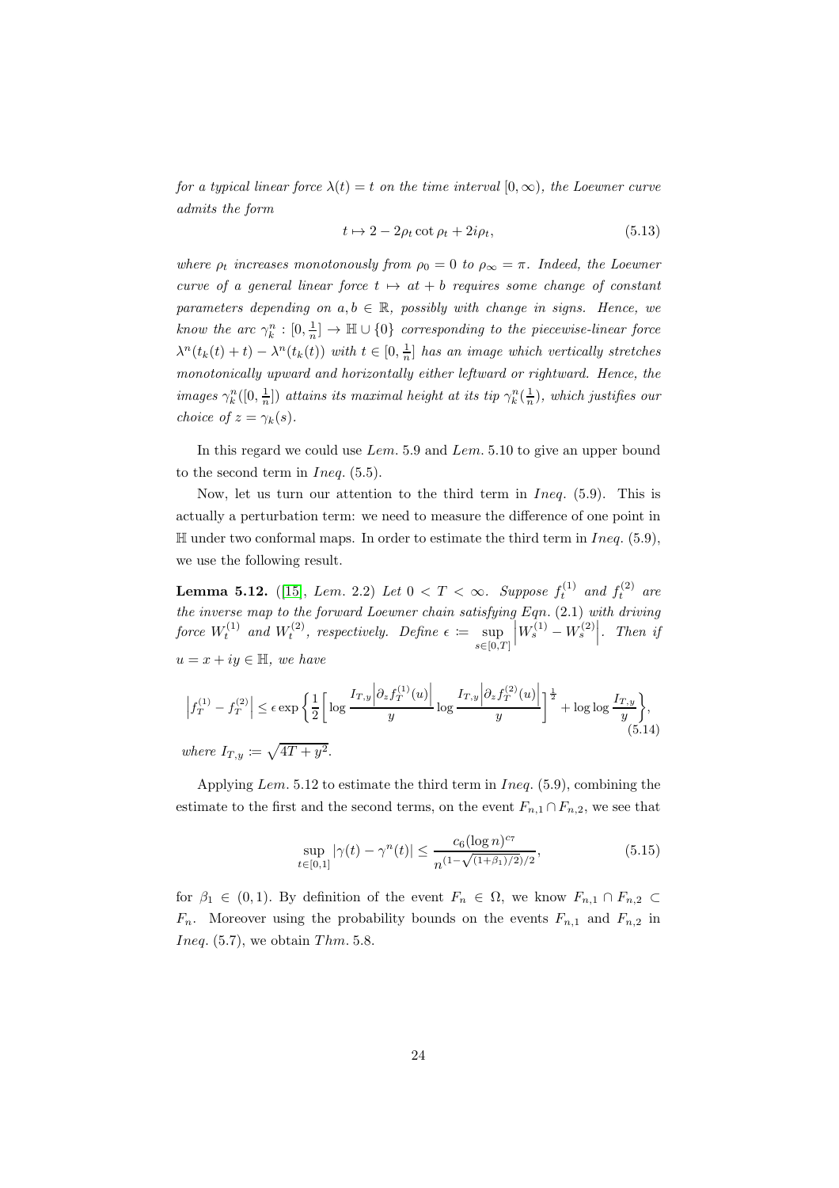*for a typical linear force $\lambda(t) = t$ on the time interval $[0, \infty)$, the Loewner curve admits the form*

$$t \mapsto 2 - 2\rho_t \cot \rho_t + 2i\rho_t, \tag{5.13}$$

*where $\rho_t$ increases monotonously from $\rho_0 = 0$ to $\rho_\infty = \pi$. Indeed, the Loewner curve of a general linear force $t \mapsto at + b$ requires some change of constant parameters depending on $a, b \in \mathbb{R}$, possibly with change in signs. Hence, we know the arc $\gamma_k^n : [0, \frac{1}{n}] \to \mathbb{H} \cup \{0\}$ corresponding to the piecewise-linear force $\lambda^n(t_k(t) + t) - \lambda^n(t_k(t))$ with $t \in [0, \frac{1}{n}]$ has an image which vertically stretches monotonically upward and horizontally either leftward or rightward. Hence, the images $\gamma_k^n([0, \frac{1}{n}])$ attains its maximal height at its tip $\gamma_k^n(\frac{1}{n})$, which justifies our choice of $z = \gamma_k(s)$.*

In this regard we could use *Lem.* 5.9 and *Lem.* 5.10 to give an upper bound to the second term in *Ineq.* (5.5).

Now, let us turn our attention to the third term in *Ineq.* (5.9). This is actually a perturbation term: we need to measure the difference of one point in $\mathbb{H}$ under two conformal maps. In order to estimate the third term in *Ineq.* (5.9), we use the following result.

**Lemma 5.12.** ([15], *Lem.* 2.2) *Let $0 < T < \infty$. Suppose $f_t^{(1)}$ and $f_t^{(2)}$ are the inverse map to the forward Loewner chain satisfying Eqn. (2.1) with driving force $W_t^{(1)}$ and $W_t^{(2)}$, respectively. Define $\epsilon := \sup_{s \in [0,T]} \left| W_s^{(1)} - W_s^{(2)} \right|$. Then if $u = x + iy \in \mathbb{H}$, we have*

$$\left| f_T^{(1)} - f_T^{(2)} \right| \leq \epsilon \exp \left\{ \frac{1}{2} \left[ \log \frac{I_{T,y} \left| \partial_z f_T^{(1)}(u) \right|}{y} \log \frac{I_{T,y} \left| \partial_z f_T^{(2)}(u) \right|}{y} \right]^{\frac{1}{2}} + \log \log \frac{I_{T,y}}{y} \right\}, \tag{5.14}$$

*where $I_{T,y} := \sqrt{4T + y^2}$.*

Applying *Lem.* 5.12 to estimate the third term in *Ineq.* (5.9), combining the estimate to the first and the second terms, on the event $F_{n,1} \cap F_{n,2}$, we see that

$$\sup_{t \in [0,1]} |\gamma(t) - \gamma^n(t)| \leq \frac{c_6 (\log n)^{c_7}}{n^{(1 - \sqrt{(1+\beta_1)/2})/2}}, \tag{5.15}$$

for $\beta_1 \in (0, 1)$. By definition of the event $F_n \in \Omega$, we know $F_{n,1} \cap F_{n,2} \subset F_n$. Moreover using the probability bounds on the events $F_{n,1}$ and $F_{n,2}$ in *Ineq.* (5.7), we obtain *Thm.* 5.8.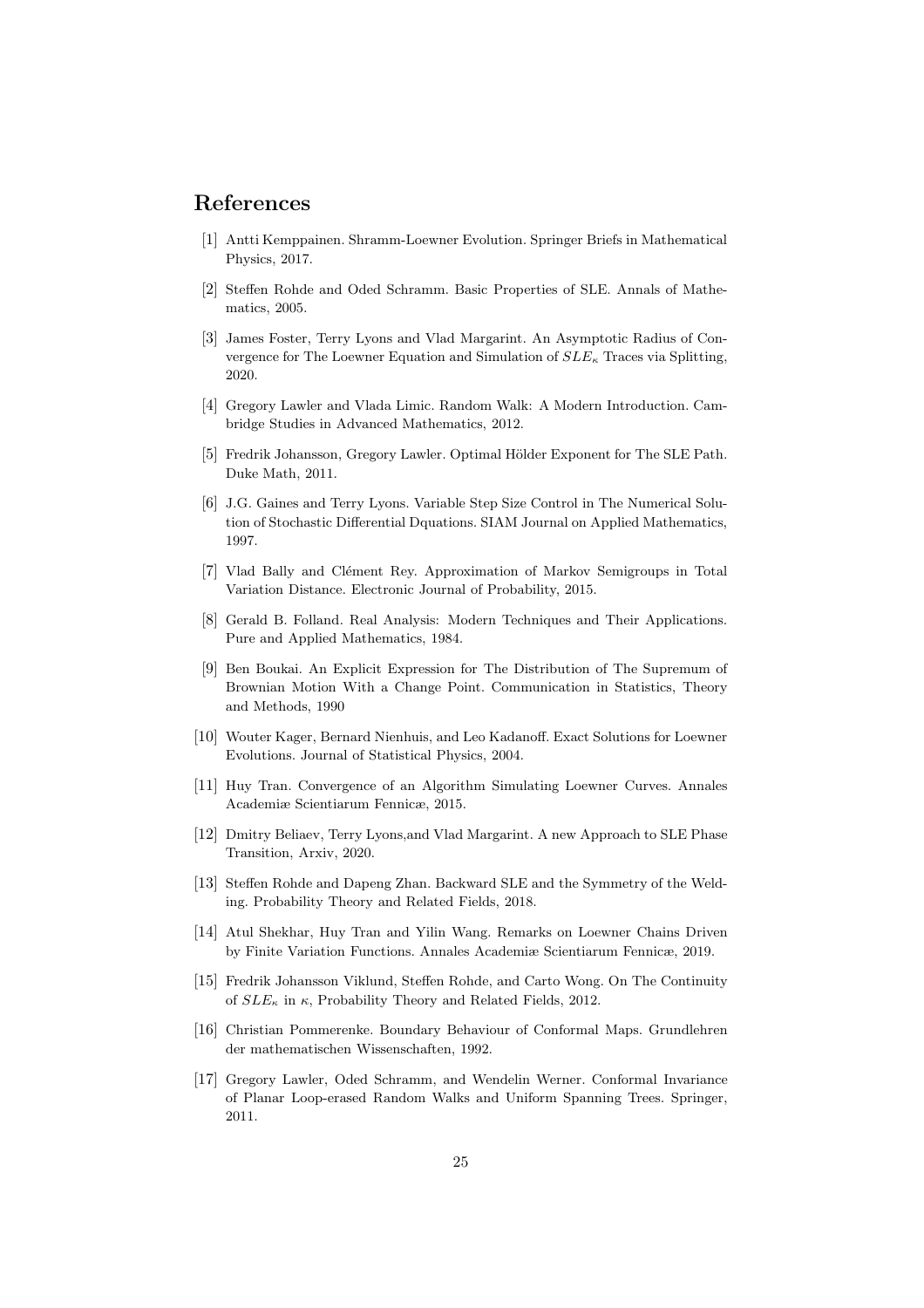# References

[1] Antti Kemppainen. Shramm-Loewner Evolution. Springer Briefs in Mathematical Physics, 2017.

[2] Steffen Rohde and Oded Schramm. Basic Properties of SLE. Annals of Mathematics, 2005.

[3] James Foster, Terry Lyons and Vlad Margarint. An Asymptotic Radius of Convergence for The Loewner Equation and Simulation of $SLE_\kappa$ Traces via Splitting, 2020.

[4] Gregory Lawler and Vlada Limic. Random Walk: A Modern Introduction. Cambridge Studies in Advanced Mathematics, 2012.

[5] Fredrik Johansson, Gregory Lawler. Optimal Hölder Exponent for The SLE Path. Duke Math, 2011.

[6] J.G. Gaines and Terry Lyons. Variable Step Size Control in The Numerical Solution of Stochastic Differential Dquations. SIAM Journal on Applied Mathematics, 1997.

[7] Vlad Bally and Clément Rey. Approximation of Markov Semigroups in Total Variation Distance. Electronic Journal of Probability, 2015.

[8] Gerald B. Folland. Real Analysis: Modern Techniques and Their Applications. Pure and Applied Mathematics, 1984.

[9] Ben Boukai. An Explicit Expression for The Distribution of The Supremum of Brownian Motion With a Change Point. Communication in Statistics, Theory and Methods, 1990

[10] Wouter Kager, Bernard Nienhuis, and Leo Kadanoff. Exact Solutions for Loewner Evolutions. Journal of Statistical Physics, 2004.

[11] Huy Tran. Convergence of an Algorithm Simulating Loewner Curves. Annales Academiæ Scientiarum Fennicæ, 2015.

[12] Dmitry Beliaev, Terry Lyons,and Vlad Margarint. A new Approach to SLE Phase Transition, Arxiv, 2020.

[13] Steffen Rohde and Dapeng Zhan. Backward SLE and the Symmetry of the Welding. Probability Theory and Related Fields, 2018.

[14] Atul Shekhar, Huy Tran and Yilin Wang. Remarks on Loewner Chains Driven by Finite Variation Functions. Annales Academiæ Scientiarum Fennicæ, 2019.

[15] Fredrik Johansson Viklund, Steffen Rohde, and Carto Wong. On The Continuity of $SLE_\kappa$ in $\kappa$, Probability Theory and Related Fields, 2012.

[16] Christian Pommerenke. Boundary Behaviour of Conformal Maps. Grundlehren der mathematischen Wissenschaften, 1992.

[17] Gregory Lawler, Oded Schramm, and Wendelin Werner. Conformal Invariance of Planar Loop-erased Random Walks and Uniform Spanning Trees. Springer, 2011.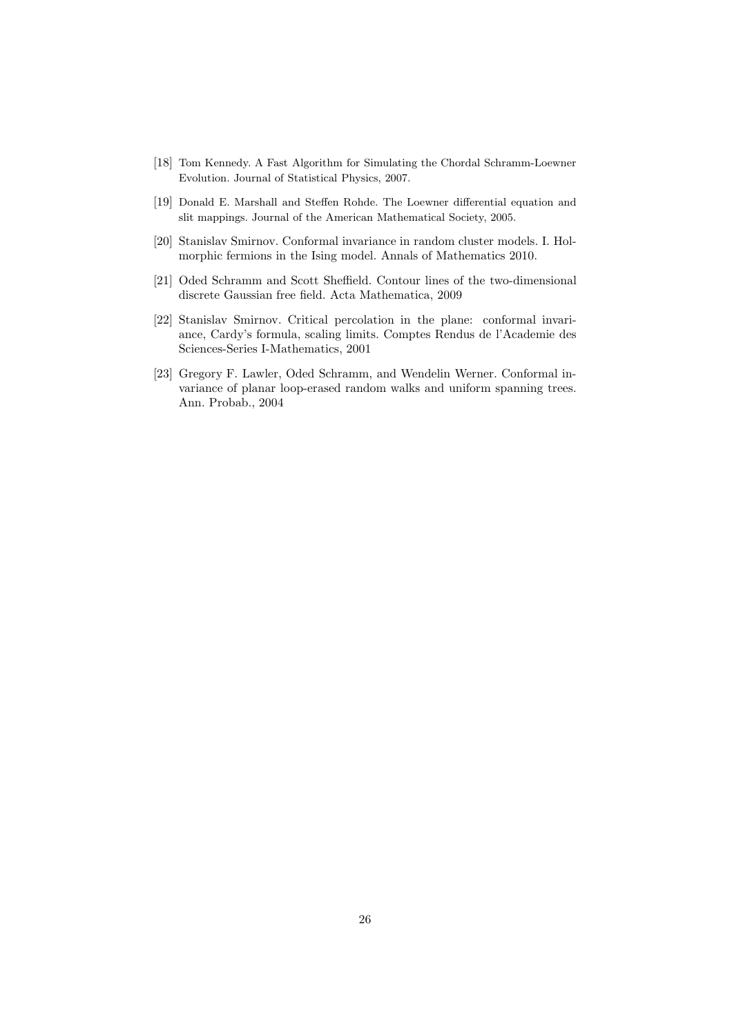[18] Tom Kennedy. A Fast Algorithm for Simulating the Chordal Schramm-Loewner Evolution. Journal of Statistical Physics, 2007.

[19] Donald E. Marshall and Steffen Rohde. The Loewner differential equation and slit mappings. Journal of the American Mathematical Society, 2005.

[20] Stanislav Smirnov. Conformal invariance in random cluster models. I. Holmorphic fermions in the Ising model. Annals of Mathematics 2010.

[21] Oded Schramm and Scott Sheffield. Contour lines of the two-dimensional discrete Gaussian free field. Acta Mathematica, 2009

[22] Stanislav Smirnov. Critical percolation in the plane: conformal invariance, Cardy's formula, scaling limits. Comptes Rendus de l'Academie des Sciences-Series I-Mathematics, 2001

[23] Gregory F. Lawler, Oded Schramm, and Wendelin Werner. Conformal invariance of planar loop-erased random walks and uniform spanning trees. Ann. Probab., 2004